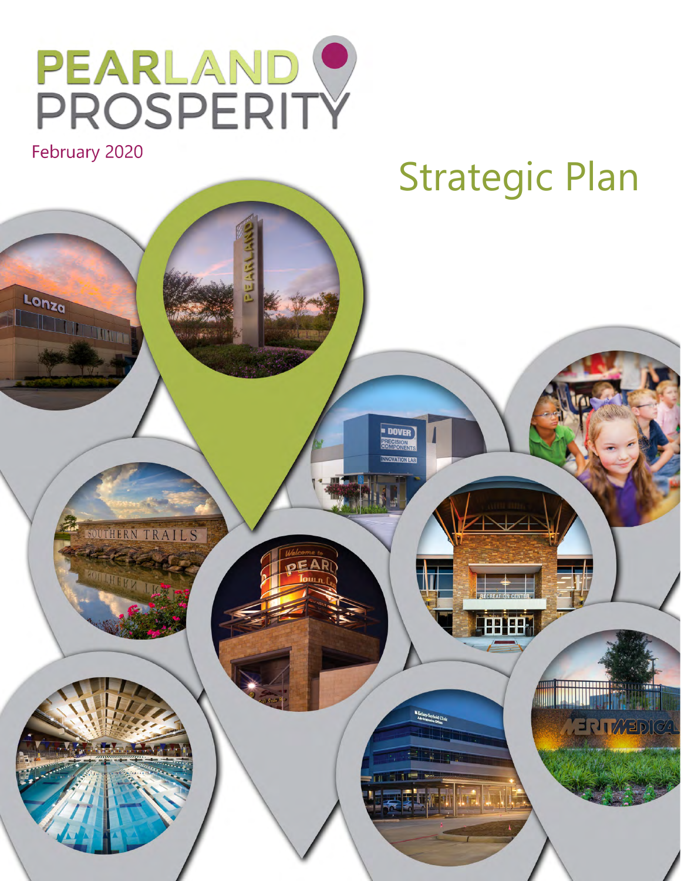# PEARLAND PROSPERITY

February 2020

## Strategic Plan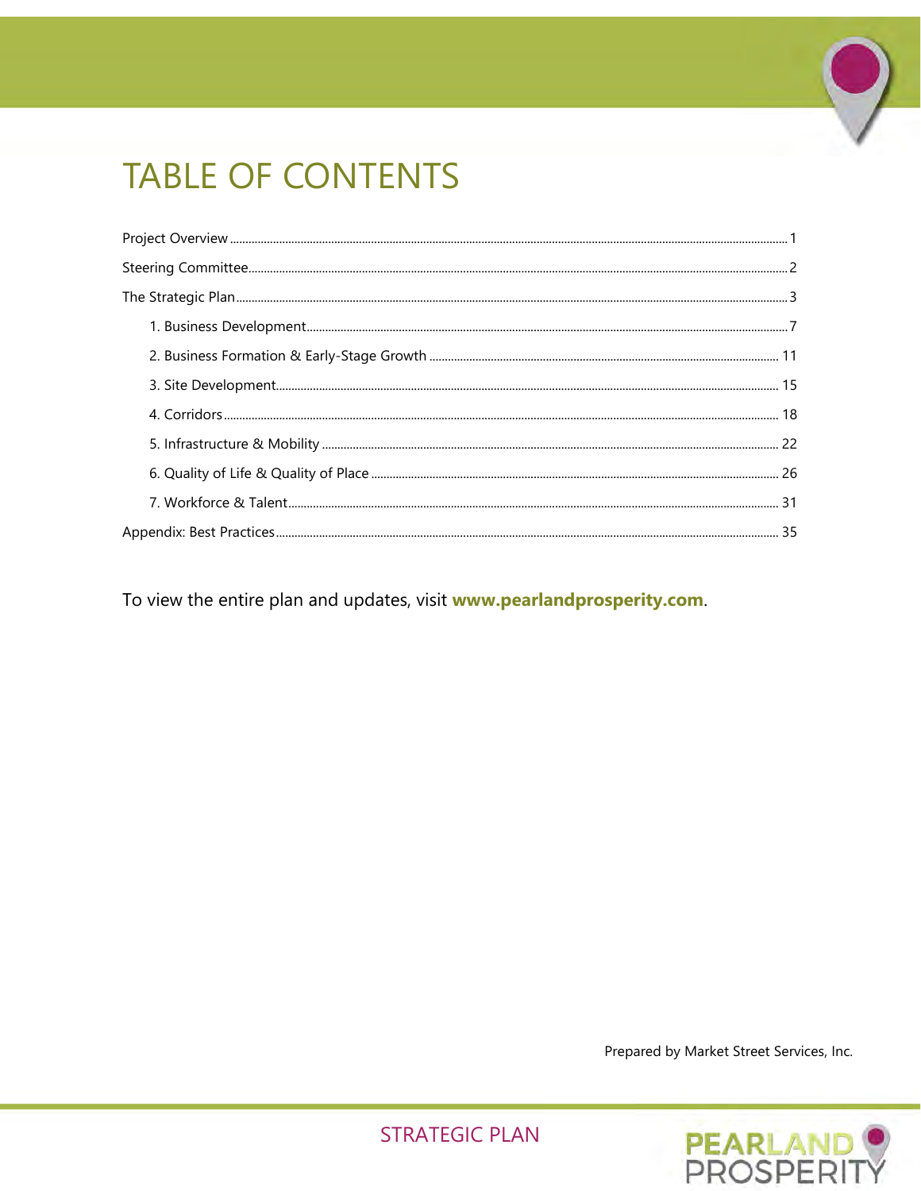# TABLE OF CONTENTS

Project Overview ........................................................................................................................................... 1

Steering Committee ........................................................................................................................................ 2

The Strategic Plan ........................................................................................................................................... 3

- 1. Business Development ........................................................................................................................... 7
- 2. Business Formation & Early-Stage Growth ........................................................................................ 11
- 3. Site Development ................................................................................................................................... 15
- 4. Corridors ................................................................................................................................................. 18
- 5. Infrastructure & Mobility ..................................................................................................................... 22
- 6. Quality of Life & Quality of Place ........................................................................................................ 26
- 7. Workforce & Talent ............................................................................................................................... 31

Appendix: Best Practices ................................................................................................................................ 35

To view the entire plan and updates, visit **www.pearlandprosperity.com**.

Prepared by Market Street Services, Inc.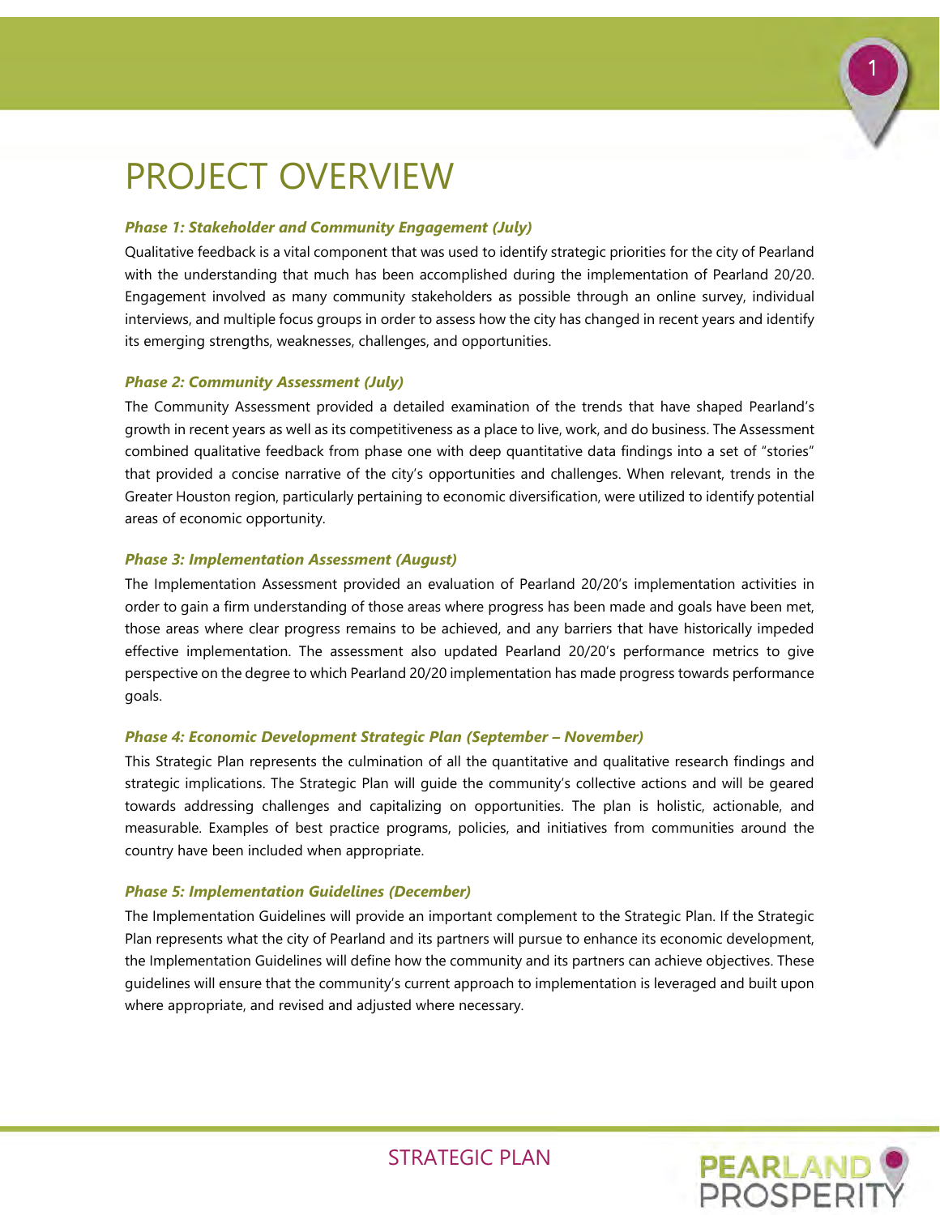# PROJECT OVERVIEW

***Phase 1: Stakeholder and Community Engagement (July)***

Qualitative feedback is a vital component that was used to identify strategic priorities for the city of Pearland with the understanding that much has been accomplished during the implementation of Pearland 20/20. Engagement involved as many community stakeholders as possible through an online survey, individual interviews, and multiple focus groups in order to assess how the city has changed in recent years and identify its emerging strengths, weaknesses, challenges, and opportunities.

***Phase 2: Community Assessment (July)***

The Community Assessment provided a detailed examination of the trends that have shaped Pearland's growth in recent years as well as its competitiveness as a place to live, work, and do business. The Assessment combined qualitative feedback from phase one with deep quantitative data findings into a set of "stories" that provided a concise narrative of the city's opportunities and challenges. When relevant, trends in the Greater Houston region, particularly pertaining to economic diversification, were utilized to identify potential areas of economic opportunity.

***Phase 3: Implementation Assessment (August)***

The Implementation Assessment provided an evaluation of Pearland 20/20's implementation activities in order to gain a firm understanding of those areas where progress has been made and goals have been met, those areas where clear progress remains to be achieved, and any barriers that have historically impeded effective implementation. The assessment also updated Pearland 20/20's performance metrics to give perspective on the degree to which Pearland 20/20 implementation has made progress towards performance goals.

***Phase 4: Economic Development Strategic Plan (September – November)***

This Strategic Plan represents the culmination of all the quantitative and qualitative research findings and strategic implications. The Strategic Plan will guide the community's collective actions and will be geared towards addressing challenges and capitalizing on opportunities. The plan is holistic, actionable, and measurable. Examples of best practice programs, policies, and initiatives from communities around the country have been included when appropriate.

***Phase 5: Implementation Guidelines (December)***

The Implementation Guidelines will provide an important complement to the Strategic Plan. If the Strategic Plan represents what the city of Pearland and its partners will pursue to enhance its economic development, the Implementation Guidelines will define how the community and its partners can achieve objectives. These guidelines will ensure that the community's current approach to implementation is leveraged and built upon where appropriate, and revised and adjusted where necessary.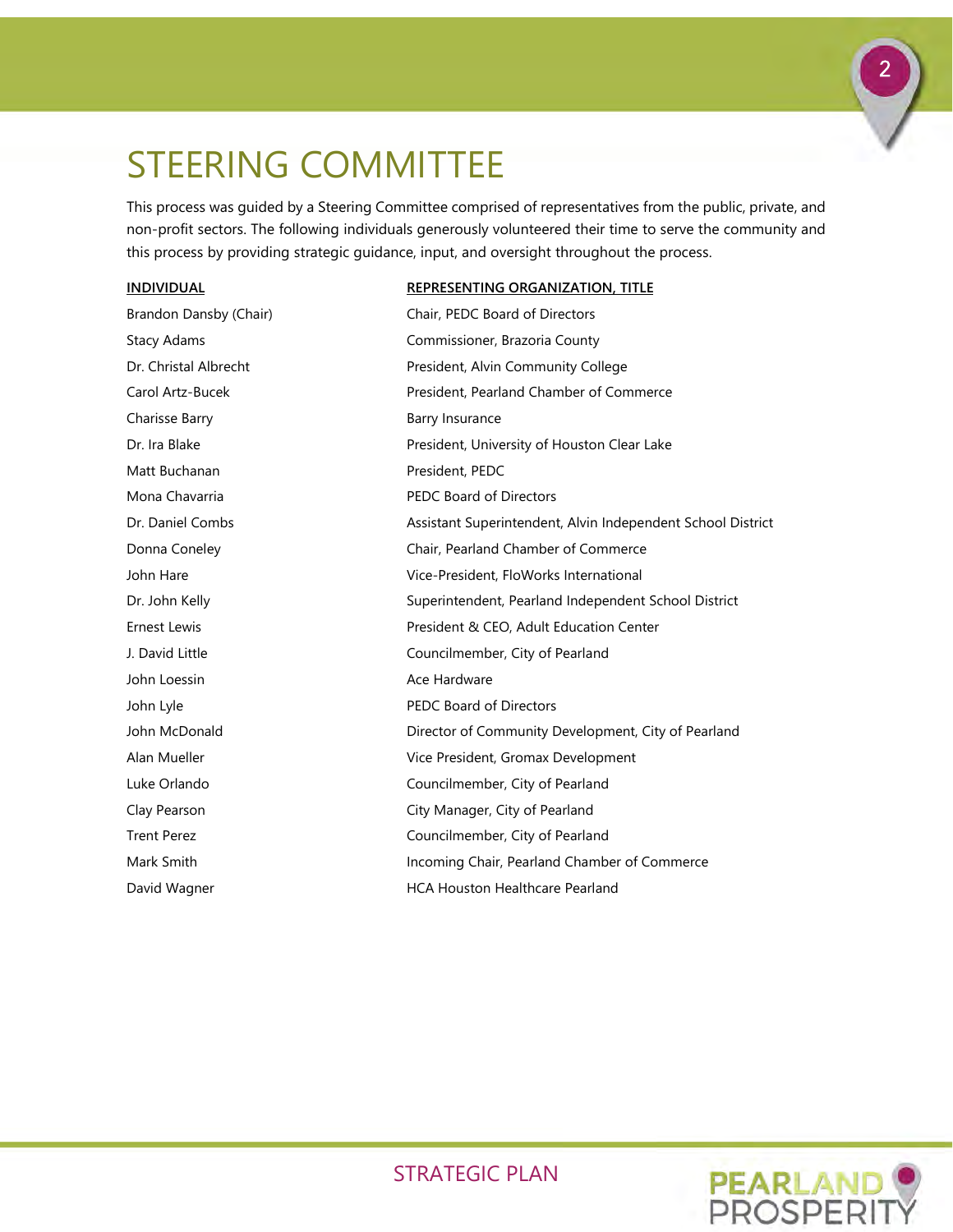# STEERING COMMITTEE

This process was guided by a Steering Committee comprised of representatives from the public, private, and non-profit sectors. The following individuals generously volunteered their time to serve the community and this process by providing strategic guidance, input, and oversight throughout the process.

| INDIVIDUAL | REPRESENTING ORGANIZATION, TITLE |
|---|---|
| Brandon Dansby (Chair) | Chair, PEDC Board of Directors |
| Stacy Adams | Commissioner, Brazoria County |
| Dr. Christal Albrecht | President, Alvin Community College |
| Carol Artz-Bucek | President, Pearland Chamber of Commerce |
| Charisse Barry | Barry Insurance |
| Dr. Ira Blake | President, University of Houston Clear Lake |
| Matt Buchanan | President, PEDC |
| Mona Chavarria | PEDC Board of Directors |
| Dr. Daniel Combs | Assistant Superintendent, Alvin Independent School District |
| Donna Coneley | Chair, Pearland Chamber of Commerce |
| John Hare | Vice-President, FloWorks International |
| Dr. John Kelly | Superintendent, Pearland Independent School District |
| Ernest Lewis | President & CEO, Adult Education Center |
| J. David Little | Councilmember, City of Pearland |
| John Loessin | Ace Hardware |
| John Lyle | PEDC Board of Directors |
| John McDonald | Director of Community Development, City of Pearland |
| Alan Mueller | Vice President, Gromax Development |
| Luke Orlando | Councilmember, City of Pearland |
| Clay Pearson | City Manager, City of Pearland |
| Trent Perez | Councilmember, City of Pearland |
| Mark Smith | Incoming Chair, Pearland Chamber of Commerce |
| David Wagner | HCA Houston Healthcare Pearland |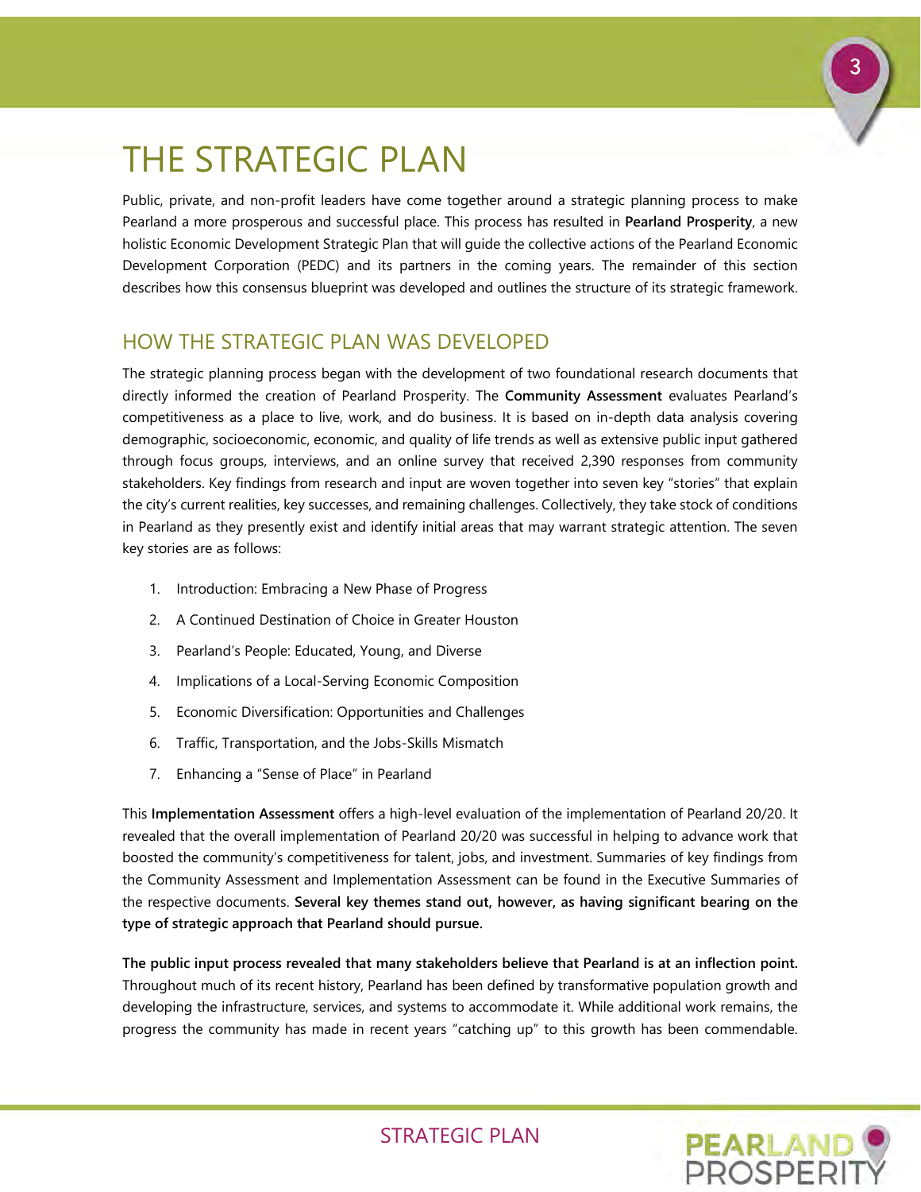# THE STRATEGIC PLAN

Public, private, and non-profit leaders have come together around a strategic planning process to make Pearland a more prosperous and successful place. This process has resulted in **Pearland Prosperity**, a new holistic Economic Development Strategic Plan that will guide the collective actions of the Pearland Economic Development Corporation (PEDC) and its partners in the coming years. The remainder of this section describes how this consensus blueprint was developed and outlines the structure of its strategic framework.

## HOW THE STRATEGIC PLAN WAS DEVELOPED

The strategic planning process began with the development of two foundational research documents that directly informed the creation of Pearland Prosperity. The **Community Assessment** evaluates Pearland's competitiveness as a place to live, work, and do business. It is based on in-depth data analysis covering demographic, socioeconomic, economic, and quality of life trends as well as extensive public input gathered through focus groups, interviews, and an online survey that received 2,390 responses from community stakeholders. Key findings from research and input are woven together into seven key "stories" that explain the city's current realities, key successes, and remaining challenges. Collectively, they take stock of conditions in Pearland as they presently exist and identify initial areas that may warrant strategic attention. The seven key stories are as follows:

1. Introduction: Embracing a New Phase of Progress
2. A Continued Destination of Choice in Greater Houston
3. Pearland's People: Educated, Young, and Diverse
4. Implications of a Local-Serving Economic Composition
5. Economic Diversification: Opportunities and Challenges
6. Traffic, Transportation, and the Jobs-Skills Mismatch
7. Enhancing a "Sense of Place" in Pearland

This **Implementation Assessment** offers a high-level evaluation of the implementation of Pearland 20/20. It revealed that the overall implementation of Pearland 20/20 was successful in helping to advance work that boosted the community's competitiveness for talent, jobs, and investment. Summaries of key findings from the Community Assessment and Implementation Assessment can be found in the Executive Summaries of the respective documents. **Several key themes stand out, however, as having significant bearing on the type of strategic approach that Pearland should pursue.**

**The public input process revealed that many stakeholders believe that Pearland is at an inflection point.** Throughout much of its recent history, Pearland has been defined by transformative population growth and developing the infrastructure, services, and systems to accommodate it. While additional work remains, the progress the community has made in recent years "catching up" to this growth has been commendable.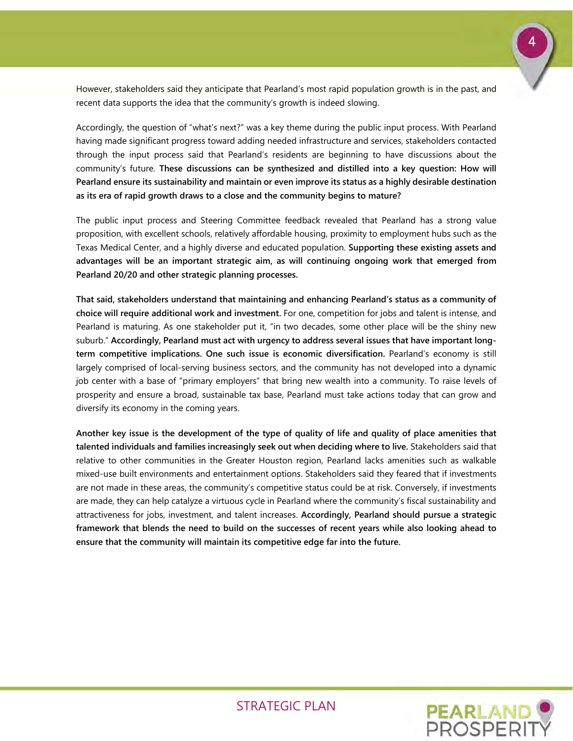However, stakeholders said they anticipate that Pearland's most rapid population growth is in the past, and recent data supports the idea that the community's growth is indeed slowing.

Accordingly, the question of "what's next?" was a key theme during the public input process. With Pearland having made significant progress toward adding needed infrastructure and services, stakeholders contacted through the input process said that Pearland's residents are beginning to have discussions about the community's future. **These discussions can be synthesized and distilled into a key question: How will Pearland ensure its sustainability and maintain or even improve its status as a highly desirable destination as its era of rapid growth draws to a close and the community begins to mature?**

The public input process and Steering Committee feedback revealed that Pearland has a strong value proposition, with excellent schools, relatively affordable housing, proximity to employment hubs such as the Texas Medical Center, and a highly diverse and educated population. **Supporting these existing assets and advantages will be an important strategic aim, as will continuing ongoing work that emerged from Pearland 20/20 and other strategic planning processes.**

**That said, stakeholders understand that maintaining and enhancing Pearland's status as a community of choice will require additional work and investment.** For one, competition for jobs and talent is intense, and Pearland is maturing. As one stakeholder put it, "in two decades, some other place will be the shiny new suburb." **Accordingly, Pearland must act with urgency to address several issues that have important long-term competitive implications. One such issue is economic diversification.** Pearland's economy is still largely comprised of local-serving business sectors, and the community has not developed into a dynamic job center with a base of "primary employers" that bring new wealth into a community. To raise levels of prosperity and ensure a broad, sustainable tax base, Pearland must take actions today that can grow and diversify its economy in the coming years.

**Another key issue is the development of the type of quality of life and quality of place amenities that talented individuals and families increasingly seek out when deciding where to live.** Stakeholders said that relative to other communities in the Greater Houston region, Pearland lacks amenities such as walkable mixed-use built environments and entertainment options. Stakeholders said they feared that if investments are not made in these areas, the community's competitive status could be at risk. Conversely, if investments are made, they can help catalyze a virtuous cycle in Pearland where the community's fiscal sustainability and attractiveness for jobs, investment, and talent increases. **Accordingly, Pearland should pursue a strategic framework that blends the need to build on the successes of recent years while also looking ahead to ensure that the community will maintain its competitive edge far into the future.**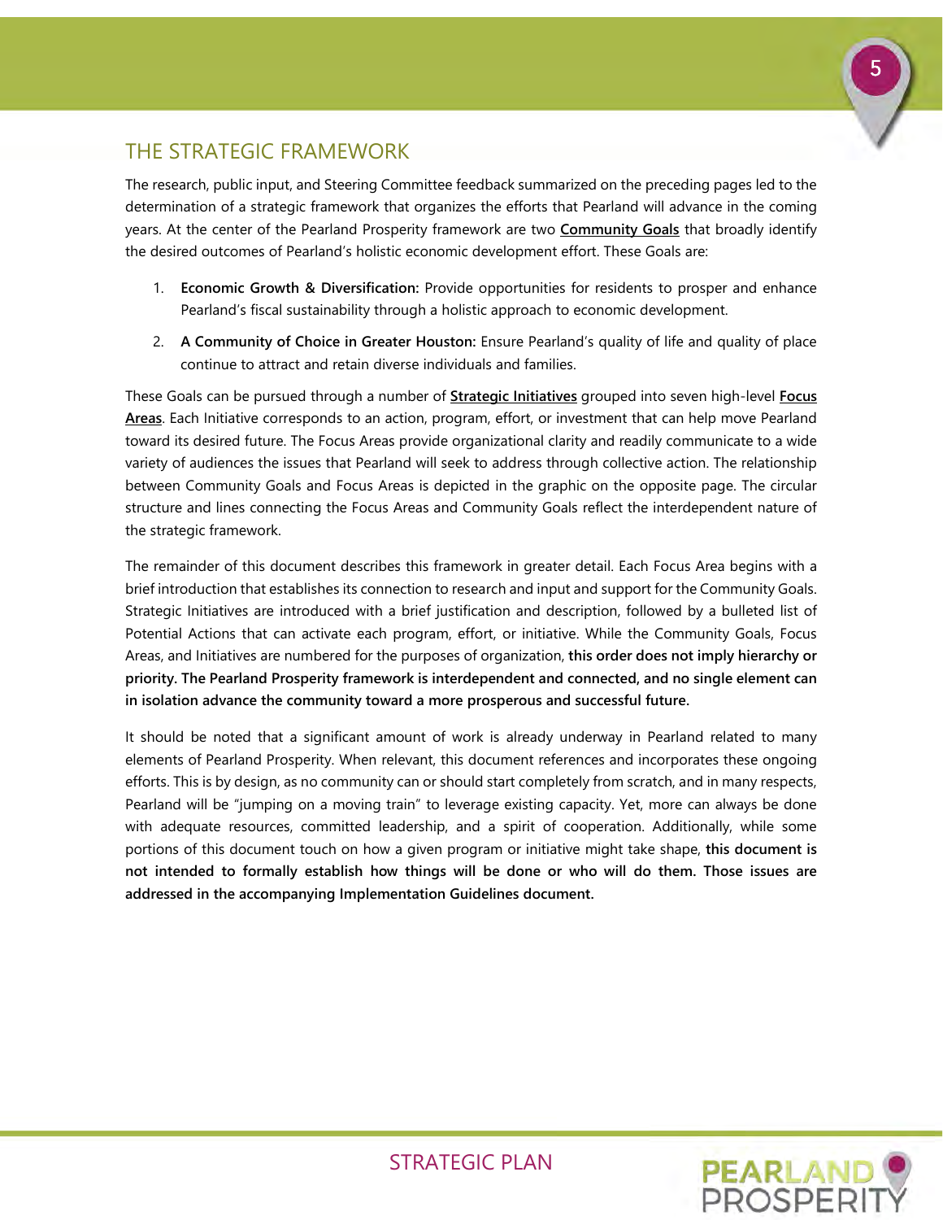## THE STRATEGIC FRAMEWORK

The research, public input, and Steering Committee feedback summarized on the preceding pages led to the determination of a strategic framework that organizes the efforts that Pearland will advance in the coming years. At the center of the Pearland Prosperity framework are two **Community Goals** that broadly identify the desired outcomes of Pearland's holistic economic development effort. These Goals are:

1. **Economic Growth & Diversification:** Provide opportunities for residents to prosper and enhance Pearland's fiscal sustainability through a holistic approach to economic development.
2. **A Community of Choice in Greater Houston:** Ensure Pearland's quality of life and quality of place continue to attract and retain diverse individuals and families.

These Goals can be pursued through a number of **Strategic Initiatives** grouped into seven high-level **Focus Areas**. Each Initiative corresponds to an action, program, effort, or investment that can help move Pearland toward its desired future. The Focus Areas provide organizational clarity and readily communicate to a wide variety of audiences the issues that Pearland will seek to address through collective action. The relationship between Community Goals and Focus Areas is depicted in the graphic on the opposite page. The circular structure and lines connecting the Focus Areas and Community Goals reflect the interdependent nature of the strategic framework.

The remainder of this document describes this framework in greater detail. Each Focus Area begins with a brief introduction that establishes its connection to research and input and support for the Community Goals. Strategic Initiatives are introduced with a brief justification and description, followed by a bulleted list of Potential Actions that can activate each program, effort, or initiative. While the Community Goals, Focus Areas, and Initiatives are numbered for the purposes of organization, **this order does not imply hierarchy or priority. The Pearland Prosperity framework is interdependent and connected, and no single element can in isolation advance the community toward a more prosperous and successful future.**

It should be noted that a significant amount of work is already underway in Pearland related to many elements of Pearland Prosperity. When relevant, this document references and incorporates these ongoing efforts. This is by design, as no community can or should start completely from scratch, and in many respects, Pearland will be "jumping on a moving train" to leverage existing capacity. Yet, more can always be done with adequate resources, committed leadership, and a spirit of cooperation. Additionally, while some portions of this document touch on how a given program or initiative might take shape, **this document is not intended to formally establish how things will be done or who will do them. Those issues are addressed in the accompanying Implementation Guidelines document.**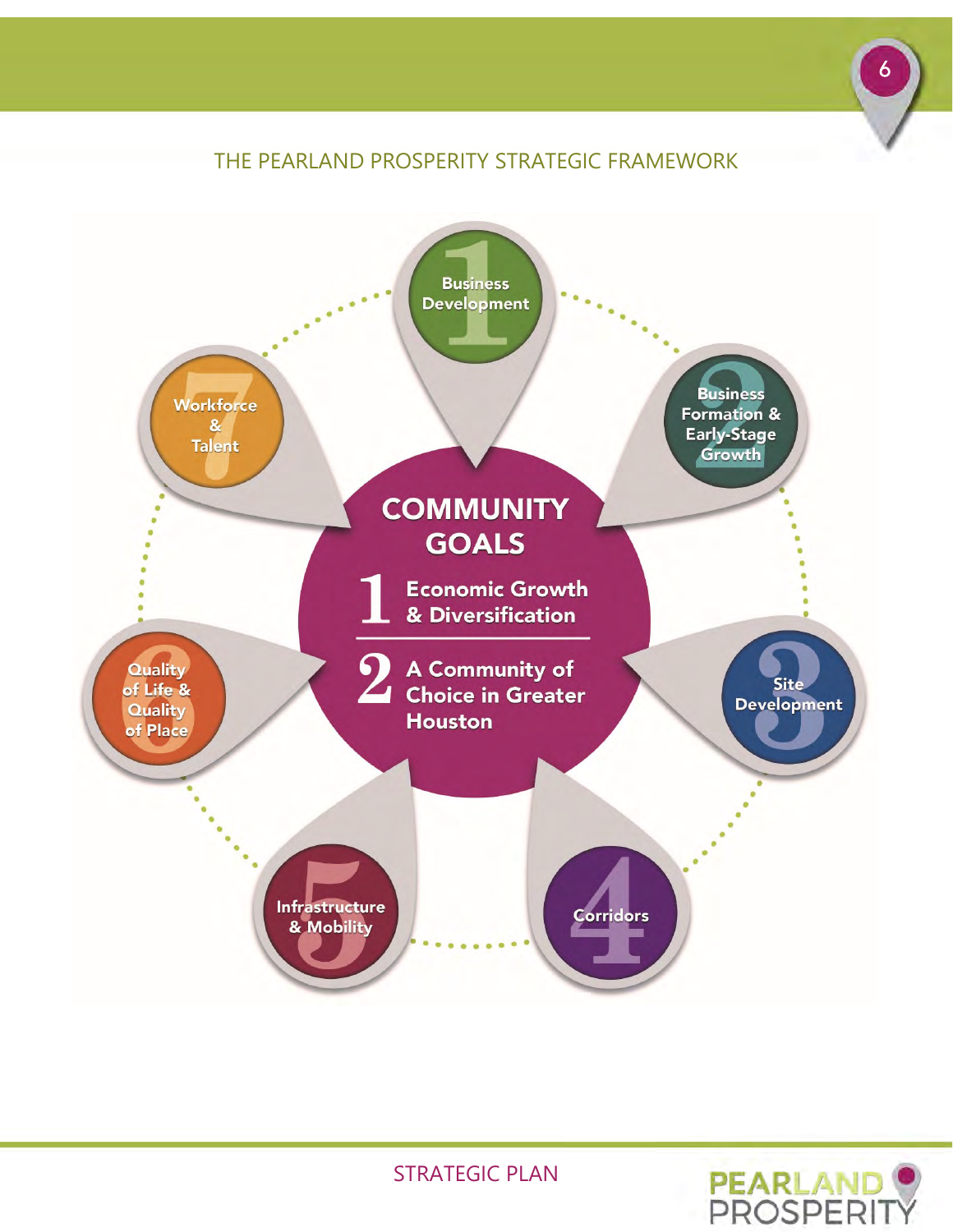# THE PEARLAND PROSPERITY STRATEGIC FRAMEWORK

## COMMUNITY GOALS

1. Economic Growth & Diversification
2. A Community of Choice in Greater Houston

1. Business Development
2. Business Formation & Early-Stage Growth
3. Site Development
4. Corridors
5. Infrastructure & Mobility
6. Quality of Life & Quality of Place
7. Workforce & Talent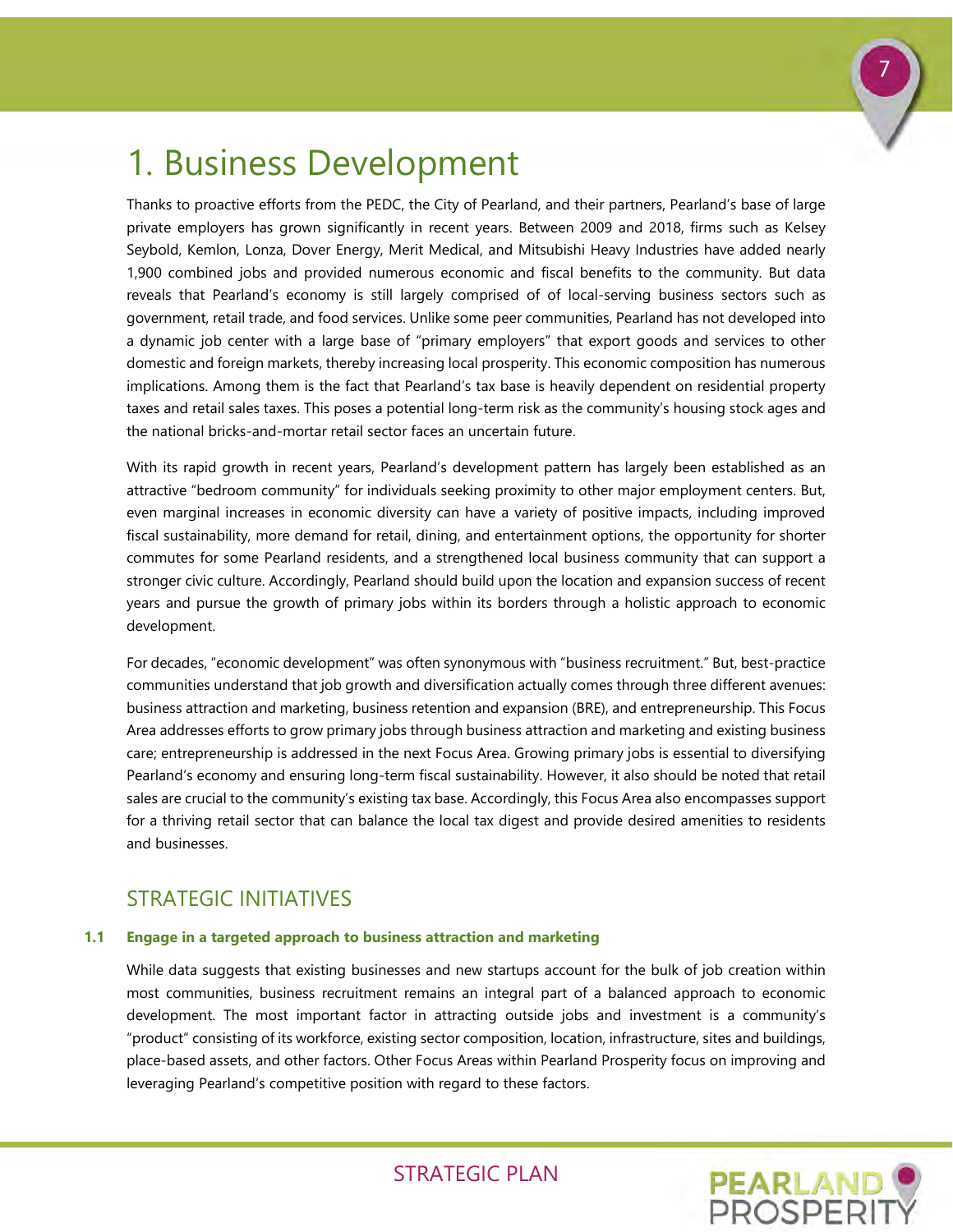# 1. Business Development

Thanks to proactive efforts from the PEDC, the City of Pearland, and their partners, Pearland's base of large private employers has grown significantly in recent years. Between 2009 and 2018, firms such as Kelsey Seybold, Kemlon, Lonza, Dover Energy, Merit Medical, and Mitsubishi Heavy Industries have added nearly 1,900 combined jobs and provided numerous economic and fiscal benefits to the community. But data reveals that Pearland's economy is still largely comprised of of local-serving business sectors such as government, retail trade, and food services. Unlike some peer communities, Pearland has not developed into a dynamic job center with a large base of "primary employers" that export goods and services to other domestic and foreign markets, thereby increasing local prosperity. This economic composition has numerous implications. Among them is the fact that Pearland's tax base is heavily dependent on residential property taxes and retail sales taxes. This poses a potential long-term risk as the community's housing stock ages and the national bricks-and-mortar retail sector faces an uncertain future.

With its rapid growth in recent years, Pearland's development pattern has largely been established as an attractive "bedroom community" for individuals seeking proximity to other major employment centers. But, even marginal increases in economic diversity can have a variety of positive impacts, including improved fiscal sustainability, more demand for retail, dining, and entertainment options, the opportunity for shorter commutes for some Pearland residents, and a strengthened local business community that can support a stronger civic culture. Accordingly, Pearland should build upon the location and expansion success of recent years and pursue the growth of primary jobs within its borders through a holistic approach to economic development.

For decades, "economic development" was often synonymous with "business recruitment." But, best-practice communities understand that job growth and diversification actually comes through three different avenues: business attraction and marketing, business retention and expansion (BRE), and entrepreneurship. This Focus Area addresses efforts to grow primary jobs through business attraction and marketing and existing business care; entrepreneurship is addressed in the next Focus Area. Growing primary jobs is essential to diversifying Pearland's economy and ensuring long-term fiscal sustainability. However, it also should be noted that retail sales are crucial to the community's existing tax base. Accordingly, this Focus Area also encompasses support for a thriving retail sector that can balance the local tax digest and provide desired amenities to residents and businesses.

## STRATEGIC INITIATIVES

### 1.1 Engage in a targeted approach to business attraction and marketing

While data suggests that existing businesses and new startups account for the bulk of job creation within most communities, business recruitment remains an integral part of a balanced approach to economic development. The most important factor in attracting outside jobs and investment is a community's "product" consisting of its workforce, existing sector composition, location, infrastructure, sites and buildings, place-based assets, and other factors. Other Focus Areas within Pearland Prosperity focus on improving and leveraging Pearland's competitive position with regard to these factors.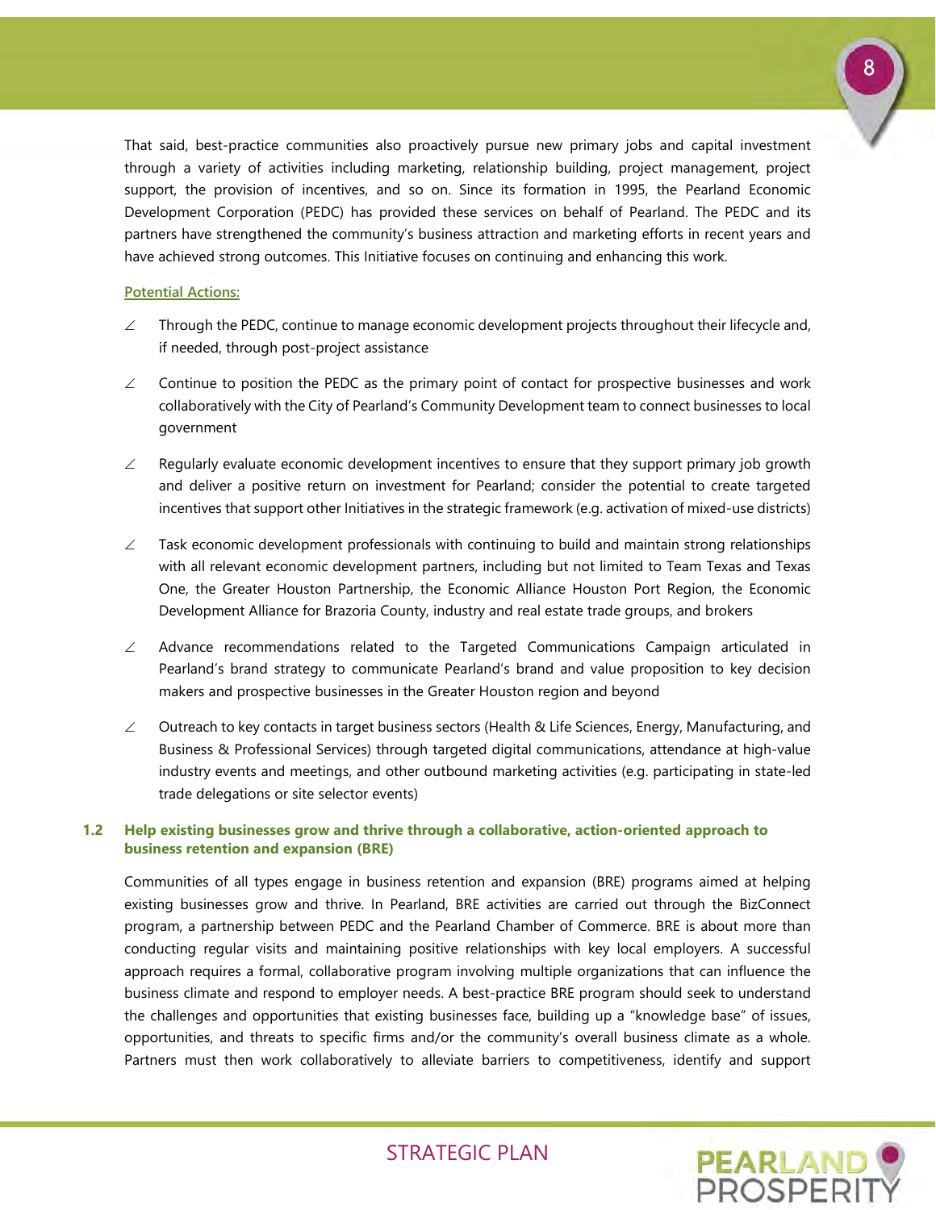That said, best-practice communities also proactively pursue new primary jobs and capital investment through a variety of activities including marketing, relationship building, project management, project support, the provision of incentives, and so on. Since its formation in 1995, the Pearland Economic Development Corporation (PEDC) has provided these services on behalf of Pearland. The PEDC and its partners have strengthened the community's business attraction and marketing efforts in recent years and have achieved strong outcomes. This Initiative focuses on continuing and enhancing this work.

**Potential Actions:**

- Through the PEDC, continue to manage economic development projects throughout their lifecycle and, if needed, through post-project assistance
- Continue to position the PEDC as the primary point of contact for prospective businesses and work collaboratively with the City of Pearland's Community Development team to connect businesses to local government
- Regularly evaluate economic development incentives to ensure that they support primary job growth and deliver a positive return on investment for Pearland; consider the potential to create targeted incentives that support other Initiatives in the strategic framework (e.g. activation of mixed-use districts)
- Task economic development professionals with continuing to build and maintain strong relationships with all relevant economic development partners, including but not limited to Team Texas and Texas One, the Greater Houston Partnership, the Economic Alliance Houston Port Region, the Economic Development Alliance for Brazoria County, industry and real estate trade groups, and brokers
- Advance recommendations related to the Targeted Communications Campaign articulated in Pearland's brand strategy to communicate Pearland's brand and value proposition to key decision makers and prospective businesses in the Greater Houston region and beyond
- Outreach to key contacts in target business sectors (Health & Life Sciences, Energy, Manufacturing, and Business & Professional Services) through targeted digital communications, attendance at high-value industry events and meetings, and other outbound marketing activities (e.g. participating in state-led trade delegations or site selector events)

### 1.2 Help existing businesses grow and thrive through a collaborative, action-oriented approach to business retention and expansion (BRE)

Communities of all types engage in business retention and expansion (BRE) programs aimed at helping existing businesses grow and thrive. In Pearland, BRE activities are carried out through the BizConnect program, a partnership between PEDC and the Pearland Chamber of Commerce. BRE is about more than conducting regular visits and maintaining positive relationships with key local employers. A successful approach requires a formal, collaborative program involving multiple organizations that can influence the business climate and respond to employer needs. A best-practice BRE program should seek to understand the challenges and opportunities that existing businesses face, building up a "knowledge base" of issues, opportunities, and threats to specific firms and/or the community's overall business climate as a whole. Partners must then work collaboratively to alleviate barriers to competitiveness, identify and support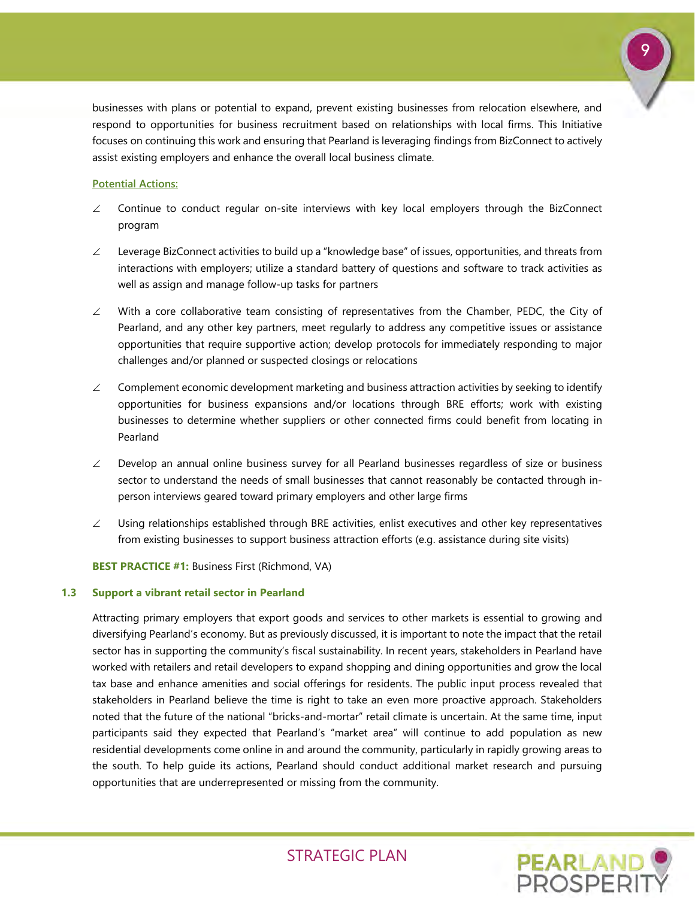businesses with plans or potential to expand, prevent existing businesses from relocation elsewhere, and respond to opportunities for business recruitment based on relationships with local firms. This Initiative focuses on continuing this work and ensuring that Pearland is leveraging findings from BizConnect to actively assist existing employers and enhance the overall local business climate.

Potential Actions:

- Continue to conduct regular on-site interviews with key local employers through the BizConnect program
- Leverage BizConnect activities to build up a "knowledge base" of issues, opportunities, and threats from interactions with employers; utilize a standard battery of questions and software to track activities as well as assign and manage follow-up tasks for partners
- With a core collaborative team consisting of representatives from the Chamber, PEDC, the City of Pearland, and any other key partners, meet regularly to address any competitive issues or assistance opportunities that require supportive action; develop protocols for immediately responding to major challenges and/or planned or suspected closings or relocations
- Complement economic development marketing and business attraction activities by seeking to identify opportunities for business expansions and/or locations through BRE efforts; work with existing businesses to determine whether suppliers or other connected firms could benefit from locating in Pearland
- Develop an annual online business survey for all Pearland businesses regardless of size or business sector to understand the needs of small businesses that cannot reasonably be contacted through in-person interviews geared toward primary employers and other large firms
- Using relationships established through BRE activities, enlist executives and other key representatives from existing businesses to support business attraction efforts (e.g. assistance during site visits)

**BEST PRACTICE #1:** Business First (Richmond, VA)

### 1.3 Support a vibrant retail sector in Pearland

Attracting primary employers that export goods and services to other markets is essential to growing and diversifying Pearland's economy. But as previously discussed, it is important to note the impact that the retail sector has in supporting the community's fiscal sustainability. In recent years, stakeholders in Pearland have worked with retailers and retail developers to expand shopping and dining opportunities and grow the local tax base and enhance amenities and social offerings for residents. The public input process revealed that stakeholders in Pearland believe the time is right to take an even more proactive approach. Stakeholders noted that the future of the national "bricks-and-mortar" retail climate is uncertain. At the same time, input participants said they expected that Pearland's "market area" will continue to add population as new residential developments come online in and around the community, particularly in rapidly growing areas to the south. To help guide its actions, Pearland should conduct additional market research and pursuing opportunities that are underrepresented or missing from the community.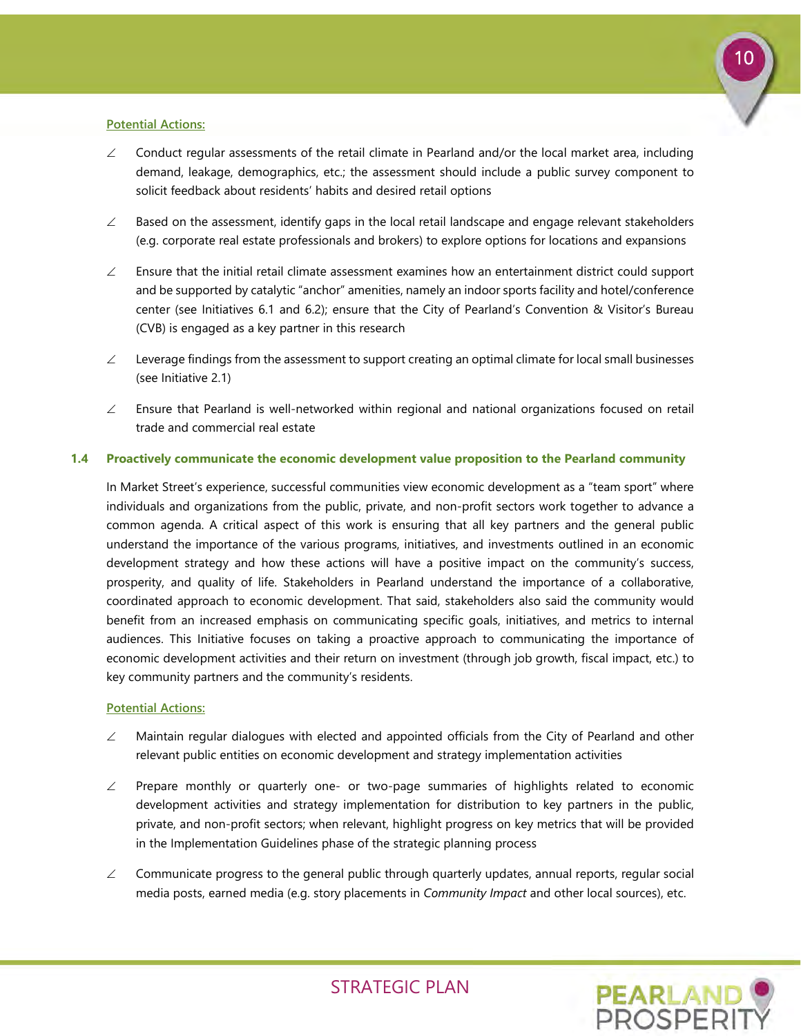Potential Actions:

- Conduct regular assessments of the retail climate in Pearland and/or the local market area, including demand, leakage, demographics, etc.; the assessment should include a public survey component to solicit feedback about residents' habits and desired retail options
- Based on the assessment, identify gaps in the local retail landscape and engage relevant stakeholders (e.g. corporate real estate professionals and brokers) to explore options for locations and expansions
- Ensure that the initial retail climate assessment examines how an entertainment district could support and be supported by catalytic "anchor" amenities, namely an indoor sports facility and hotel/conference center (see Initiatives 6.1 and 6.2); ensure that the City of Pearland's Convention & Visitor's Bureau (CVB) is engaged as a key partner in this research
- Leverage findings from the assessment to support creating an optimal climate for local small businesses (see Initiative 2.1)
- Ensure that Pearland is well-networked within regional and national organizations focused on retail trade and commercial real estate

### 1.4 Proactively communicate the economic development value proposition to the Pearland community

In Market Street's experience, successful communities view economic development as a "team sport" where individuals and organizations from the public, private, and non-profit sectors work together to advance a common agenda. A critical aspect of this work is ensuring that all key partners and the general public understand the importance of the various programs, initiatives, and investments outlined in an economic development strategy and how these actions will have a positive impact on the community's success, prosperity, and quality of life. Stakeholders in Pearland understand the importance of a collaborative, coordinated approach to economic development. That said, stakeholders also said the community would benefit from an increased emphasis on communicating specific goals, initiatives, and metrics to internal audiences. This Initiative focuses on taking a proactive approach to communicating the importance of economic development activities and their return on investment (through job growth, fiscal impact, etc.) to key community partners and the community's residents.

Potential Actions:

- Maintain regular dialogues with elected and appointed officials from the City of Pearland and other relevant public entities on economic development and strategy implementation activities
- Prepare monthly or quarterly one- or two-page summaries of highlights related to economic development activities and strategy implementation for distribution to key partners in the public, private, and non-profit sectors; when relevant, highlight progress on key metrics that will be provided in the Implementation Guidelines phase of the strategic planning process
- Communicate progress to the general public through quarterly updates, annual reports, regular social media posts, earned media (e.g. story placements in *Community Impact* and other local sources), etc.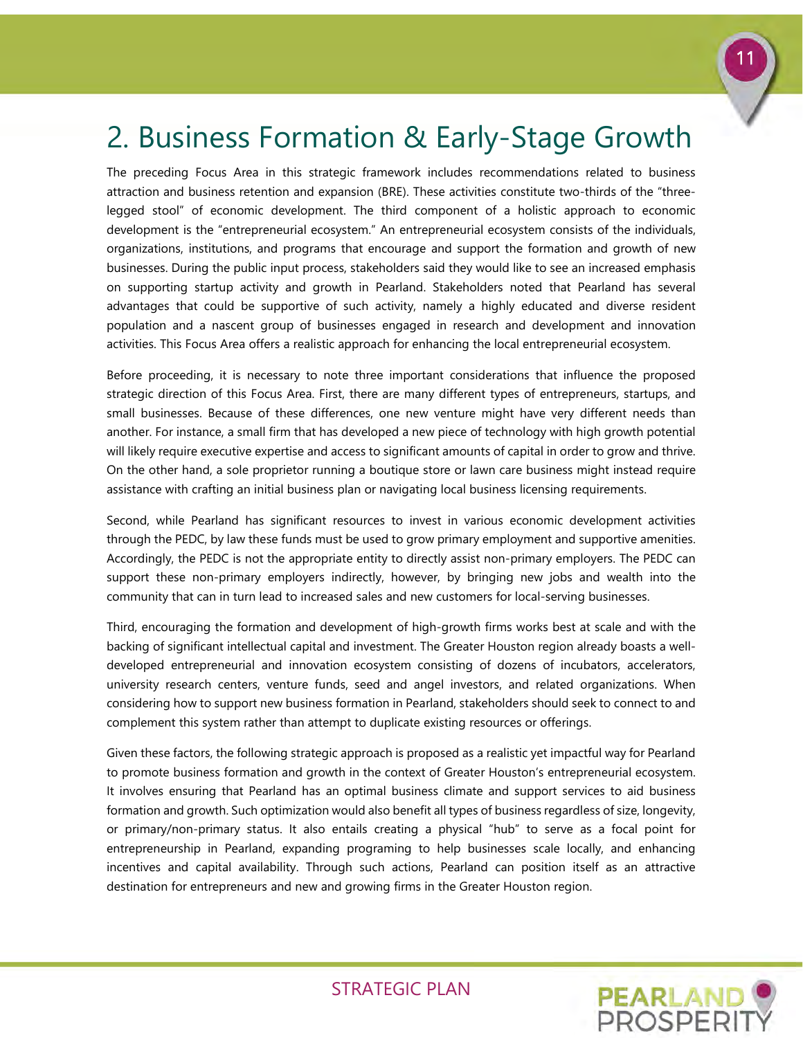# 2. Business Formation & Early-Stage Growth

The preceding Focus Area in this strategic framework includes recommendations related to business attraction and business retention and expansion (BRE). These activities constitute two-thirds of the "three-legged stool" of economic development. The third component of a holistic approach to economic development is the "entrepreneurial ecosystem." An entrepreneurial ecosystem consists of the individuals, organizations, institutions, and programs that encourage and support the formation and growth of new businesses. During the public input process, stakeholders said they would like to see an increased emphasis on supporting startup activity and growth in Pearland. Stakeholders noted that Pearland has several advantages that could be supportive of such activity, namely a highly educated and diverse resident population and a nascent group of businesses engaged in research and development and innovation activities. This Focus Area offers a realistic approach for enhancing the local entrepreneurial ecosystem.

Before proceeding, it is necessary to note three important considerations that influence the proposed strategic direction of this Focus Area. First, there are many different types of entrepreneurs, startups, and small businesses. Because of these differences, one new venture might have very different needs than another. For instance, a small firm that has developed a new piece of technology with high growth potential will likely require executive expertise and access to significant amounts of capital in order to grow and thrive. On the other hand, a sole proprietor running a boutique store or lawn care business might instead require assistance with crafting an initial business plan or navigating local business licensing requirements.

Second, while Pearland has significant resources to invest in various economic development activities through the PEDC, by law these funds must be used to grow primary employment and supportive amenities. Accordingly, the PEDC is not the appropriate entity to directly assist non-primary employers. The PEDC can support these non-primary employers indirectly, however, by bringing new jobs and wealth into the community that can in turn lead to increased sales and new customers for local-serving businesses.

Third, encouraging the formation and development of high-growth firms works best at scale and with the backing of significant intellectual capital and investment. The Greater Houston region already boasts a well-developed entrepreneurial and innovation ecosystem consisting of dozens of incubators, accelerators, university research centers, venture funds, seed and angel investors, and related organizations. When considering how to support new business formation in Pearland, stakeholders should seek to connect to and complement this system rather than attempt to duplicate existing resources or offerings.

Given these factors, the following strategic approach is proposed as a realistic yet impactful way for Pearland to promote business formation and growth in the context of Greater Houston's entrepreneurial ecosystem. It involves ensuring that Pearland has an optimal business climate and support services to aid business formation and growth. Such optimization would also benefit all types of business regardless of size, longevity, or primary/non-primary status. It also entails creating a physical "hub" to serve as a focal point for entrepreneurship in Pearland, expanding programing to help businesses scale locally, and enhancing incentives and capital availability. Through such actions, Pearland can position itself as an attractive destination for entrepreneurs and new and growing firms in the Greater Houston region.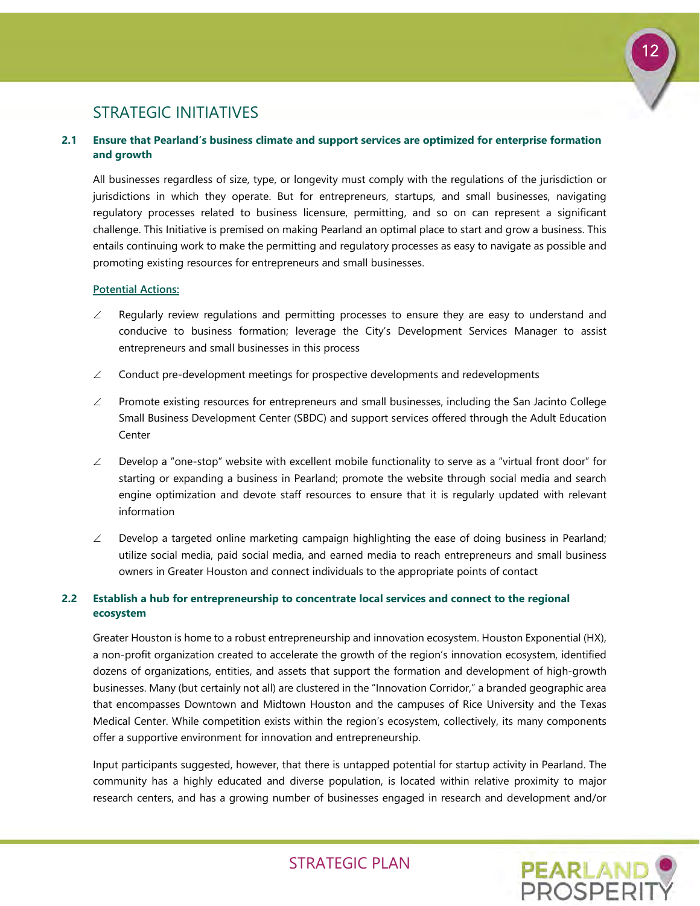## STRATEGIC INITIATIVES

### 2.1 Ensure that Pearland's business climate and support services are optimized for enterprise formation and growth

All businesses regardless of size, type, or longevity must comply with the regulations of the jurisdiction or jurisdictions in which they operate. But for entrepreneurs, startups, and small businesses, navigating regulatory processes related to business licensure, permitting, and so on can represent a significant challenge. This Initiative is premised on making Pearland an optimal place to start and grow a business. This entails continuing work to make the permitting and regulatory processes as easy to navigate as possible and promoting existing resources for entrepreneurs and small businesses.

**Potential Actions:**

- Regularly review regulations and permitting processes to ensure they are easy to understand and conducive to business formation; leverage the City's Development Services Manager to assist entrepreneurs and small businesses in this process
- Conduct pre-development meetings for prospective developments and redevelopments
- Promote existing resources for entrepreneurs and small businesses, including the San Jacinto College Small Business Development Center (SBDC) and support services offered through the Adult Education Center
- Develop a "one-stop" website with excellent mobile functionality to serve as a "virtual front door" for starting or expanding a business in Pearland; promote the website through social media and search engine optimization and devote staff resources to ensure that it is regularly updated with relevant information
- Develop a targeted online marketing campaign highlighting the ease of doing business in Pearland; utilize social media, paid social media, and earned media to reach entrepreneurs and small business owners in Greater Houston and connect individuals to the appropriate points of contact

### 2.2 Establish a hub for entrepreneurship to concentrate local services and connect to the regional ecosystem

Greater Houston is home to a robust entrepreneurship and innovation ecosystem. Houston Exponential (HX), a non-profit organization created to accelerate the growth of the region's innovation ecosystem, identified dozens of organizations, entities, and assets that support the formation and development of high-growth businesses. Many (but certainly not all) are clustered in the "Innovation Corridor," a branded geographic area that encompasses Downtown and Midtown Houston and the campuses of Rice University and the Texas Medical Center. While competition exists within the region's ecosystem, collectively, its many components offer a supportive environment for innovation and entrepreneurship.

Input participants suggested, however, that there is untapped potential for startup activity in Pearland. The community has a highly educated and diverse population, is located within relative proximity to major research centers, and has a growing number of businesses engaged in research and development and/or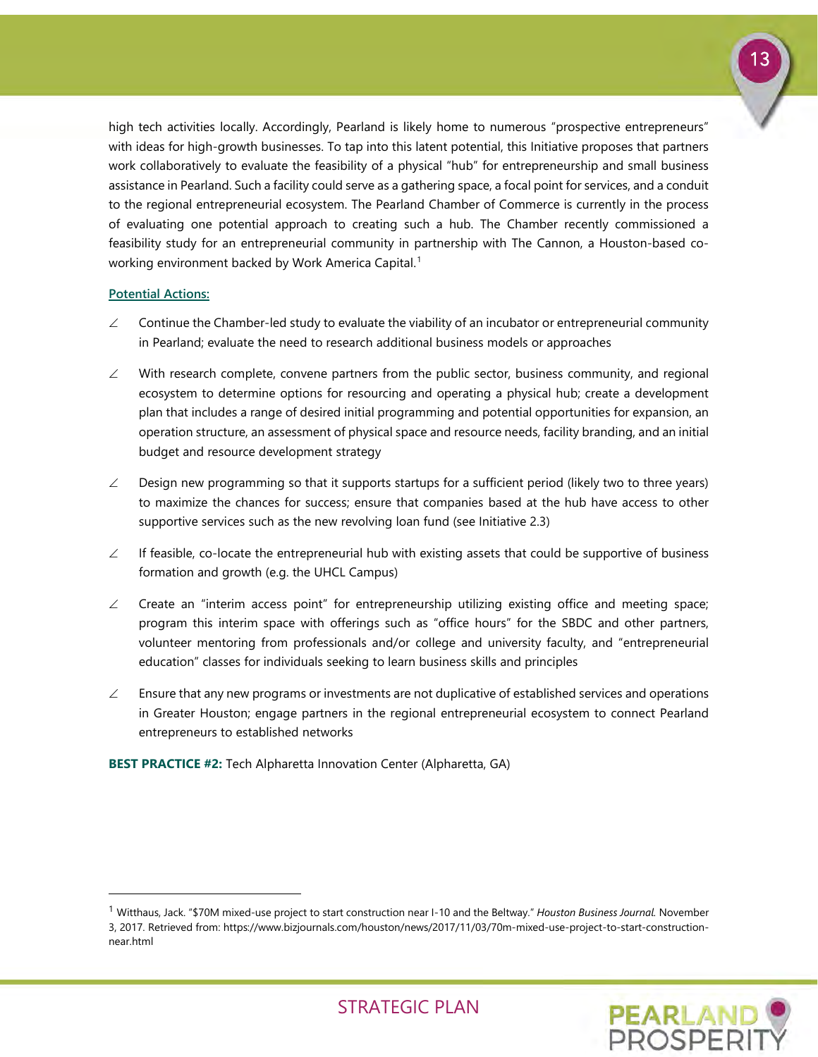high tech activities locally. Accordingly, Pearland is likely home to numerous "prospective entrepreneurs" with ideas for high-growth businesses. To tap into this latent potential, this Initiative proposes that partners work collaboratively to evaluate the feasibility of a physical "hub" for entrepreneurship and small business assistance in Pearland. Such a facility could serve as a gathering space, a focal point for services, and a conduit to the regional entrepreneurial ecosystem. The Pearland Chamber of Commerce is currently in the process of evaluating one potential approach to creating such a hub. The Chamber recently commissioned a feasibility study for an entrepreneurial community in partnership with The Cannon, a Houston-based co-working environment backed by Work America Capital.[1]

**Potential Actions:**

- Continue the Chamber-led study to evaluate the viability of an incubator or entrepreneurial community in Pearland; evaluate the need to research additional business models or approaches
- With research complete, convene partners from the public sector, business community, and regional ecosystem to determine options for resourcing and operating a physical hub; create a development plan that includes a range of desired initial programming and potential opportunities for expansion, an operation structure, an assessment of physical space and resource needs, facility branding, and an initial budget and resource development strategy
- Design new programming so that it supports startups for a sufficient period (likely two to three years) to maximize the chances for success; ensure that companies based at the hub have access to other supportive services such as the new revolving loan fund (see Initiative 2.3)
- If feasible, co-locate the entrepreneurial hub with existing assets that could be supportive of business formation and growth (e.g. the UHCL Campus)
- Create an "interim access point" for entrepreneurship utilizing existing office and meeting space; program this interim space with offerings such as "office hours" for the SBDC and other partners, volunteer mentoring from professionals and/or college and university faculty, and "entrepreneurial education" classes for individuals seeking to learn business skills and principles
- Ensure that any new programs or investments are not duplicative of established services and operations in Greater Houston; engage partners in the regional entrepreneurial ecosystem to connect Pearland entrepreneurs to established networks

**BEST PRACTICE #2:** Tech Alpharetta Innovation Center (Alpharetta, GA)

[1] Witthaus, Jack. "$70M mixed-use project to start construction near I-10 and the Beltway." *Houston Business Journal.* November 3, 2017. Retrieved from: https://www.bizjournals.com/houston/news/2017/11/03/70m-mixed-use-project-to-start-construction-near.html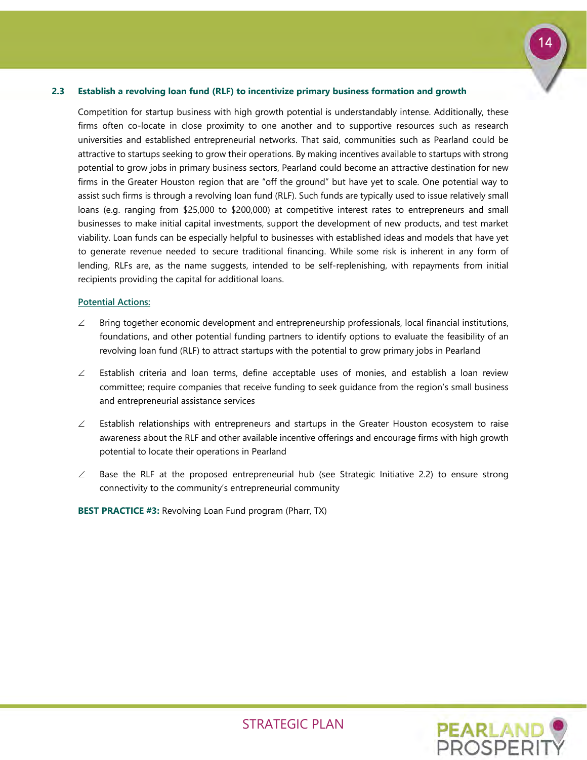### 2.3 Establish a revolving loan fund (RLF) to incentivize primary business formation and growth

Competition for startup business with high growth potential is understandably intense. Additionally, these firms often co-locate in close proximity to one another and to supportive resources such as research universities and established entrepreneurial networks. That said, communities such as Pearland could be attractive to startups seeking to grow their operations. By making incentives available to startups with strong potential to grow jobs in primary business sectors, Pearland could become an attractive destination for new firms in the Greater Houston region that are "off the ground" but have yet to scale. One potential way to assist such firms is through a revolving loan fund (RLF). Such funds are typically used to issue relatively small loans (e.g. ranging from $25,000 to $200,000) at competitive interest rates to entrepreneurs and small businesses to make initial capital investments, support the development of new products, and test market viability. Loan funds can be especially helpful to businesses with established ideas and models that have yet to generate revenue needed to secure traditional financing. While some risk is inherent in any form of lending, RLFs are, as the name suggests, intended to be self-replenishing, with repayments from initial recipients providing the capital for additional loans.

<u>Potential Actions:</u>

- Bring together economic development and entrepreneurship professionals, local financial institutions, foundations, and other potential funding partners to identify options to evaluate the feasibility of an revolving loan fund (RLF) to attract startups with the potential to grow primary jobs in Pearland
- Establish criteria and loan terms, define acceptable uses of monies, and establish a loan review committee; require companies that receive funding to seek guidance from the region's small business and entrepreneurial assistance services
- Establish relationships with entrepreneurs and startups in the Greater Houston ecosystem to raise awareness about the RLF and other available incentive offerings and encourage firms with high growth potential to locate their operations in Pearland
- Base the RLF at the proposed entrepreneurial hub (see Strategic Initiative 2.2) to ensure strong connectivity to the community's entrepreneurial community

**BEST PRACTICE #3:** Revolving Loan Fund program (Pharr, TX)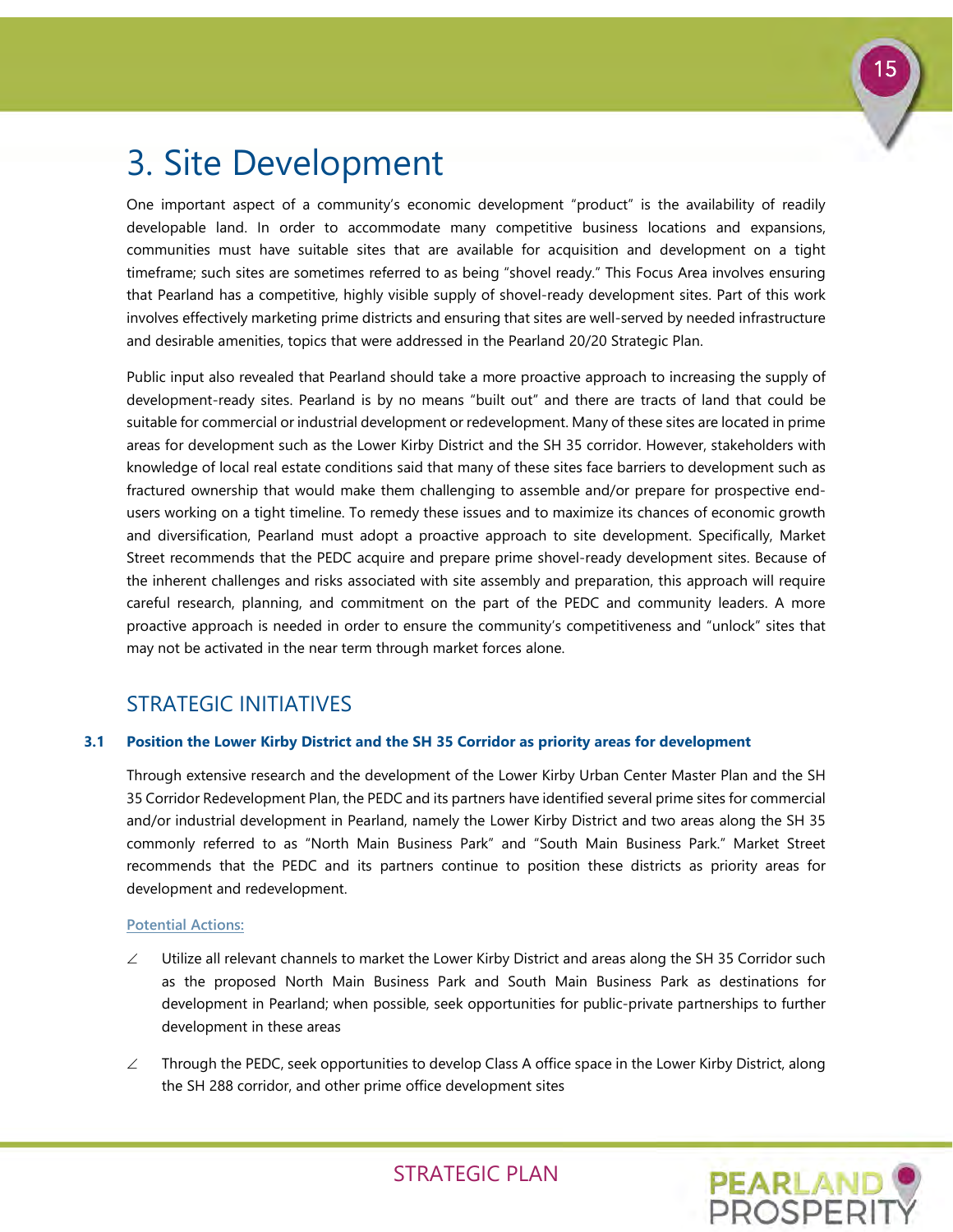# 3. Site Development

One important aspect of a community's economic development "product" is the availability of readily developable land. In order to accommodate many competitive business locations and expansions, communities must have suitable sites that are available for acquisition and development on a tight timeframe; such sites are sometimes referred to as being "shovel ready." This Focus Area involves ensuring that Pearland has a competitive, highly visible supply of shovel-ready development sites. Part of this work involves effectively marketing prime districts and ensuring that sites are well-served by needed infrastructure and desirable amenities, topics that were addressed in the Pearland 20/20 Strategic Plan.

Public input also revealed that Pearland should take a more proactive approach to increasing the supply of development-ready sites. Pearland is by no means "built out" and there are tracts of land that could be suitable for commercial or industrial development or redevelopment. Many of these sites are located in prime areas for development such as the Lower Kirby District and the SH 35 corridor. However, stakeholders with knowledge of local real estate conditions said that many of these sites face barriers to development such as fractured ownership that would make them challenging to assemble and/or prepare for prospective end-users working on a tight timeline. To remedy these issues and to maximize its chances of economic growth and diversification, Pearland must adopt a proactive approach to site development. Specifically, Market Street recommends that the PEDC acquire and prepare prime shovel-ready development sites. Because of the inherent challenges and risks associated with site assembly and preparation, this approach will require careful research, planning, and commitment on the part of the PEDC and community leaders. A more proactive approach is needed in order to ensure the community's competitiveness and "unlock" sites that may not be activated in the near term through market forces alone.

## STRATEGIC INITIATIVES

### 3.1 Position the Lower Kirby District and the SH 35 Corridor as priority areas for development

Through extensive research and the development of the Lower Kirby Urban Center Master Plan and the SH 35 Corridor Redevelopment Plan, the PEDC and its partners have identified several prime sites for commercial and/or industrial development in Pearland, namely the Lower Kirby District and two areas along the SH 35 commonly referred to as "North Main Business Park" and "South Main Business Park." Market Street recommends that the PEDC and its partners continue to position these districts as priority areas for development and redevelopment.

Potential Actions:

- Utilize all relevant channels to market the Lower Kirby District and areas along the SH 35 Corridor such as the proposed North Main Business Park and South Main Business Park as destinations for development in Pearland; when possible, seek opportunities for public-private partnerships to further development in these areas
- Through the PEDC, seek opportunities to develop Class A office space in the Lower Kirby District, along the SH 288 corridor, and other prime office development sites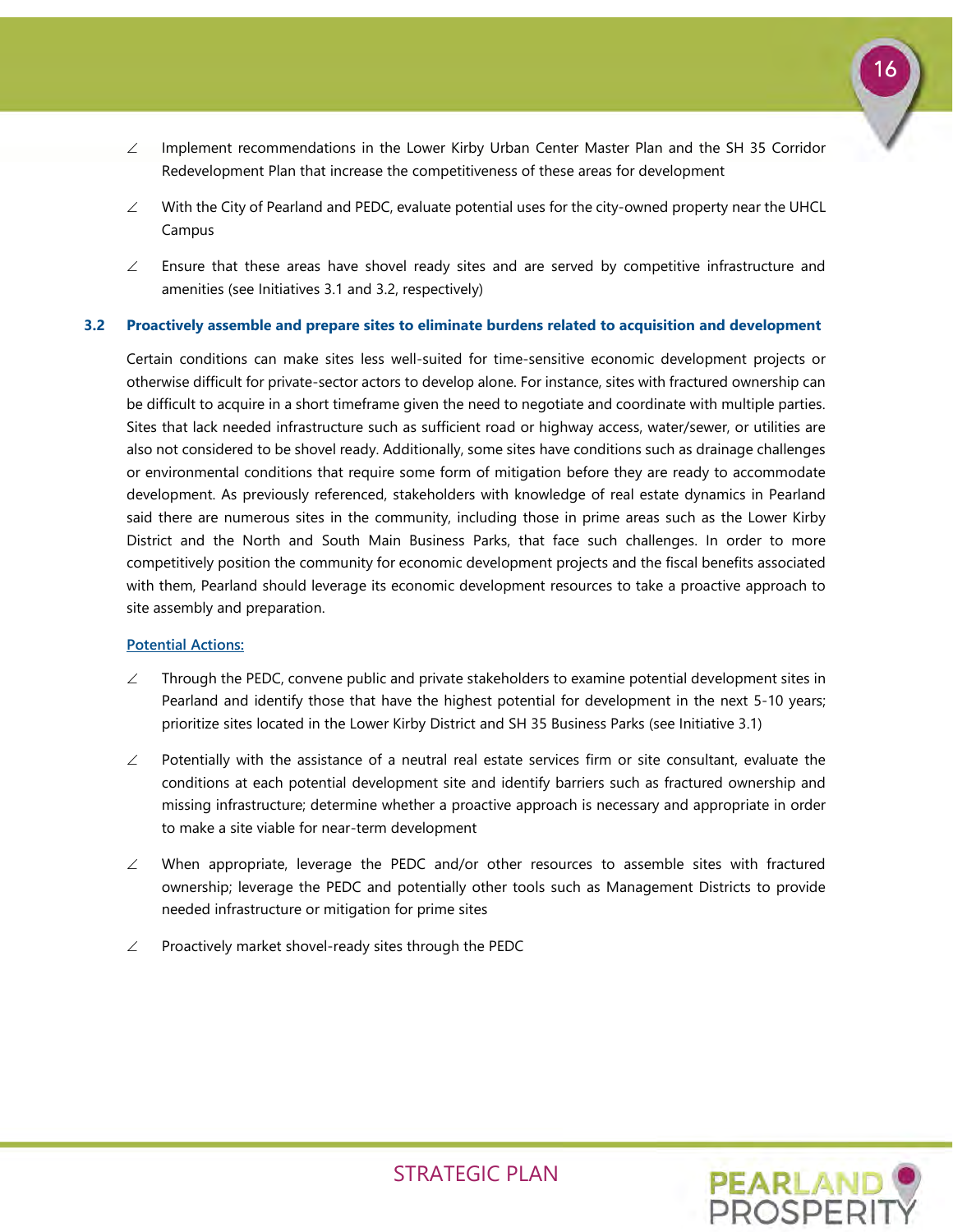- Implement recommendations in the Lower Kirby Urban Center Master Plan and the SH 35 Corridor Redevelopment Plan that increase the competitiveness of these areas for development
- With the City of Pearland and PEDC, evaluate potential uses for the city-owned property near the UHCL Campus
- Ensure that these areas have shovel ready sites and are served by competitive infrastructure and amenities (see Initiatives 3.1 and 3.2, respectively)

### 3.2 Proactively assemble and prepare sites to eliminate burdens related to acquisition and development

Certain conditions can make sites less well-suited for time-sensitive economic development projects or otherwise difficult for private-sector actors to develop alone. For instance, sites with fractured ownership can be difficult to acquire in a short timeframe given the need to negotiate and coordinate with multiple parties. Sites that lack needed infrastructure such as sufficient road or highway access, water/sewer, or utilities are also not considered to be shovel ready. Additionally, some sites have conditions such as drainage challenges or environmental conditions that require some form of mitigation before they are ready to accommodate development. As previously referenced, stakeholders with knowledge of real estate dynamics in Pearland said there are numerous sites in the community, including those in prime areas such as the Lower Kirby District and the North and South Main Business Parks, that face such challenges. In order to more competitively position the community for economic development projects and the fiscal benefits associated with them, Pearland should leverage its economic development resources to take a proactive approach to site assembly and preparation.

**Potential Actions:**

- Through the PEDC, convene public and private stakeholders to examine potential development sites in Pearland and identify those that have the highest potential for development in the next 5-10 years; prioritize sites located in the Lower Kirby District and SH 35 Business Parks (see Initiative 3.1)
- Potentially with the assistance of a neutral real estate services firm or site consultant, evaluate the conditions at each potential development site and identify barriers such as fractured ownership and missing infrastructure; determine whether a proactive approach is necessary and appropriate in order to make a site viable for near-term development
- When appropriate, leverage the PEDC and/or other resources to assemble sites with fractured ownership; leverage the PEDC and potentially other tools such as Management Districts to provide needed infrastructure or mitigation for prime sites
- Proactively market shovel-ready sites through the PEDC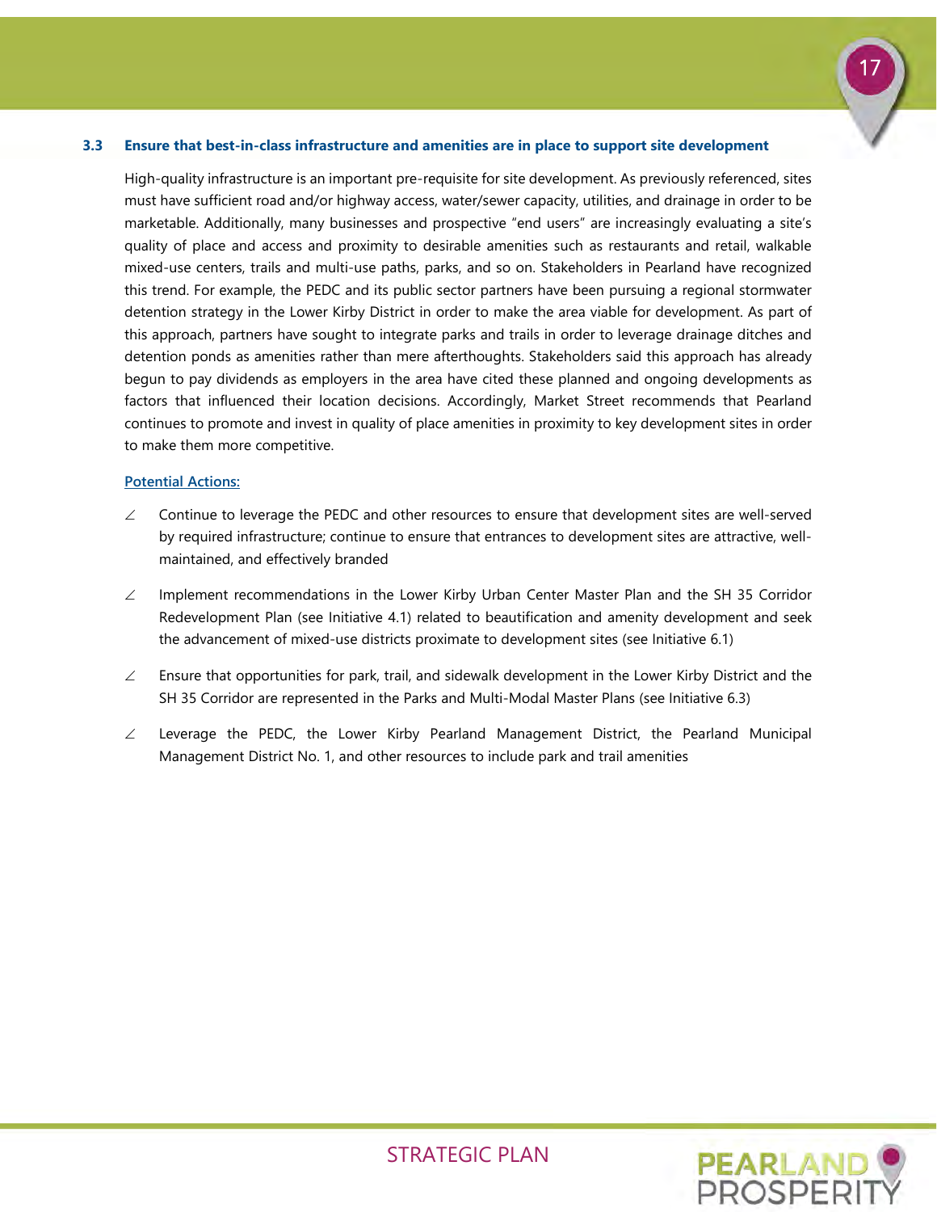### 3.3 Ensure that best-in-class infrastructure and amenities are in place to support site development

High-quality infrastructure is an important pre-requisite for site development. As previously referenced, sites must have sufficient road and/or highway access, water/sewer capacity, utilities, and drainage in order to be marketable. Additionally, many businesses and prospective "end users" are increasingly evaluating a site's quality of place and access and proximity to desirable amenities such as restaurants and retail, walkable mixed-use centers, trails and multi-use paths, parks, and so on. Stakeholders in Pearland have recognized this trend. For example, the PEDC and its public sector partners have been pursuing a regional stormwater detention strategy in the Lower Kirby District in order to make the area viable for development. As part of this approach, partners have sought to integrate parks and trails in order to leverage drainage ditches and detention ponds as amenities rather than mere afterthoughts. Stakeholders said this approach has already begun to pay dividends as employers in the area have cited these planned and ongoing developments as factors that influenced their location decisions. Accordingly, Market Street recommends that Pearland continues to promote and invest in quality of place amenities in proximity to key development sites in order to make them more competitive.

**Potential Actions:**

- Continue to leverage the PEDC and other resources to ensure that development sites are well-served by required infrastructure; continue to ensure that entrances to development sites are attractive, well-maintained, and effectively branded
- Implement recommendations in the Lower Kirby Urban Center Master Plan and the SH 35 Corridor Redevelopment Plan (see Initiative 4.1) related to beautification and amenity development and seek the advancement of mixed-use districts proximate to development sites (see Initiative 6.1)
- Ensure that opportunities for park, trail, and sidewalk development in the Lower Kirby District and the SH 35 Corridor are represented in the Parks and Multi-Modal Master Plans (see Initiative 6.3)
- Leverage the PEDC, the Lower Kirby Pearland Management District, the Pearland Municipal Management District No. 1, and other resources to include park and trail amenities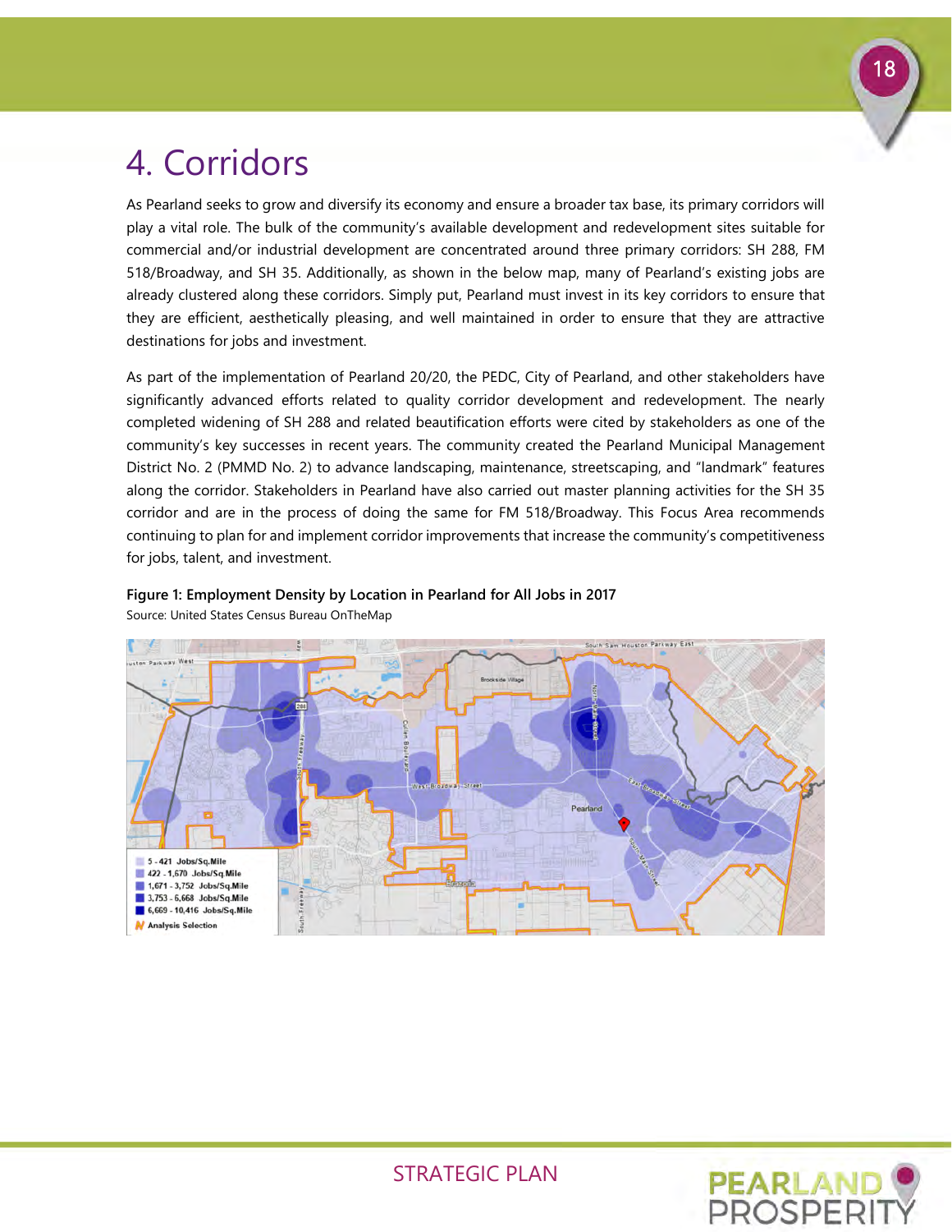# 4. Corridors

As Pearland seeks to grow and diversify its economy and ensure a broader tax base, its primary corridors will play a vital role. The bulk of the community's available development and redevelopment sites suitable for commercial and/or industrial development are concentrated around three primary corridors: SH 288, FM 518/Broadway, and SH 35. Additionally, as shown in the below map, many of Pearland's existing jobs are already clustered along these corridors. Simply put, Pearland must invest in its key corridors to ensure that they are efficient, aesthetically pleasing, and well maintained in order to ensure that they are attractive destinations for jobs and investment.

As part of the implementation of Pearland 20/20, the PEDC, City of Pearland, and other stakeholders have significantly advanced efforts related to quality corridor development and redevelopment. The nearly completed widening of SH 288 and related beautification efforts were cited by stakeholders as one of the community's key successes in recent years. The community created the Pearland Municipal Management District No. 2 (PMMD No. 2) to advance landscaping, maintenance, streetscaping, and "landmark" features along the corridor. Stakeholders in Pearland have also carried out master planning activities for the SH 35 corridor and are in the process of doing the same for FM 518/Broadway. This Focus Area recommends continuing to plan for and implement corridor improvements that increase the community's competitiveness for jobs, talent, and investment.

**Figure 1: Employment Density by Location in Pearland for All Jobs in 2017**

Source: United States Census Bureau OnTheMap

- 5 - 421 Jobs/Sq.Mile
- 422 - 1,670 Jobs/Sq.Mile
- 1,671 - 3,752 Jobs/Sq.Mile
- 3,753 - 6,668 Jobs/Sq.Mile
- 6,669 - 10,416 Jobs/Sq.Mile
- Analysis Selection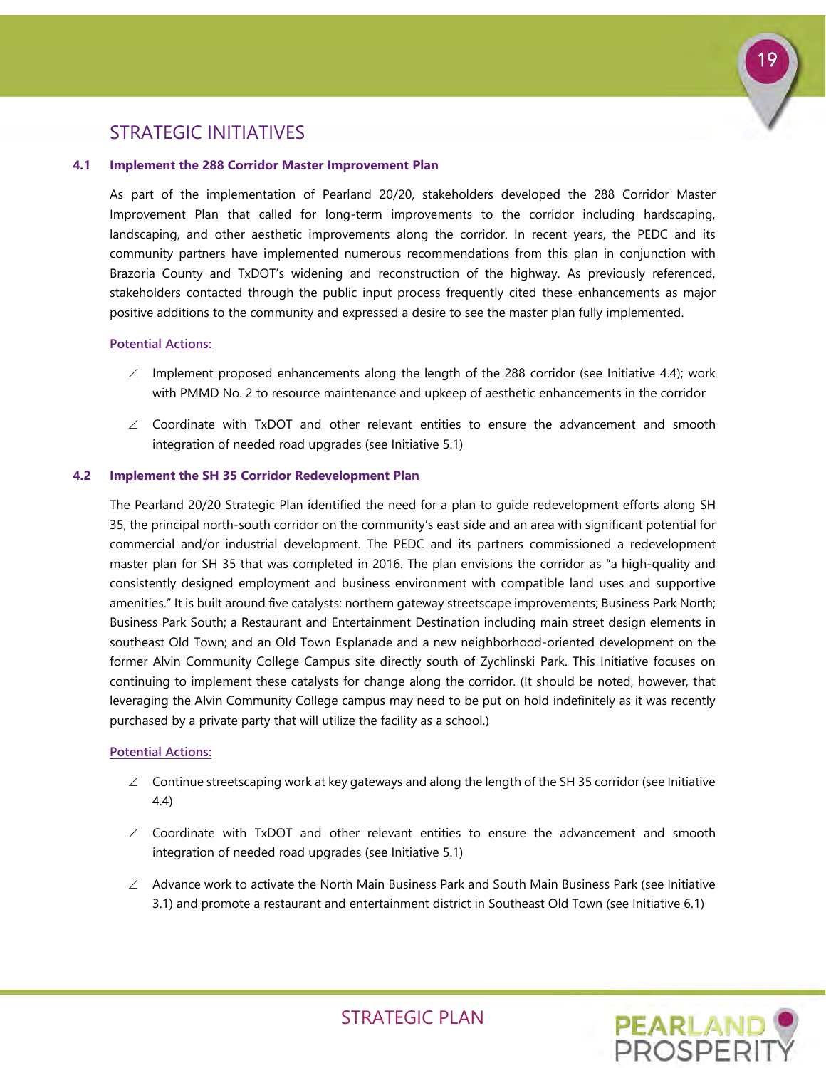## STRATEGIC INITIATIVES

### 4.1 Implement the 288 Corridor Master Improvement Plan

As part of the implementation of Pearland 20/20, stakeholders developed the 288 Corridor Master Improvement Plan that called for long-term improvements to the corridor including hardscaping, landscaping, and other aesthetic improvements along the corridor. In recent years, the PEDC and its community partners have implemented numerous recommendations from this plan in conjunction with Brazoria County and TxDOT's widening and reconstruction of the highway. As previously referenced, stakeholders contacted through the public input process frequently cited these enhancements as major positive additions to the community and expressed a desire to see the master plan fully implemented.

**Potential Actions:**

- Implement proposed enhancements along the length of the 288 corridor (see Initiative 4.4); work with PMMD No. 2 to resource maintenance and upkeep of aesthetic enhancements in the corridor
- Coordinate with TxDOT and other relevant entities to ensure the advancement and smooth integration of needed road upgrades (see Initiative 5.1)

### 4.2 Implement the SH 35 Corridor Redevelopment Plan

The Pearland 20/20 Strategic Plan identified the need for a plan to guide redevelopment efforts along SH 35, the principal north-south corridor on the community's east side and an area with significant potential for commercial and/or industrial development. The PEDC and its partners commissioned a redevelopment master plan for SH 35 that was completed in 2016. The plan envisions the corridor as "a high-quality and consistently designed employment and business environment with compatible land uses and supportive amenities." It is built around five catalysts: northern gateway streetscape improvements; Business Park North; Business Park South; a Restaurant and Entertainment Destination including main street design elements in southeast Old Town; and an Old Town Esplanade and a new neighborhood-oriented development on the former Alvin Community College Campus site directly south of Zychlinski Park. This Initiative focuses on continuing to implement these catalysts for change along the corridor. (It should be noted, however, that leveraging the Alvin Community College campus may need to be put on hold indefinitely as it was recently purchased by a private party that will utilize the facility as a school.)

**Potential Actions:**

- Continue streetscaping work at key gateways and along the length of the SH 35 corridor (see Initiative 4.4)
- Coordinate with TxDOT and other relevant entities to ensure the advancement and smooth integration of needed road upgrades (see Initiative 5.1)
- Advance work to activate the North Main Business Park and South Main Business Park (see Initiative 3.1) and promote a restaurant and entertainment district in Southeast Old Town (see Initiative 6.1)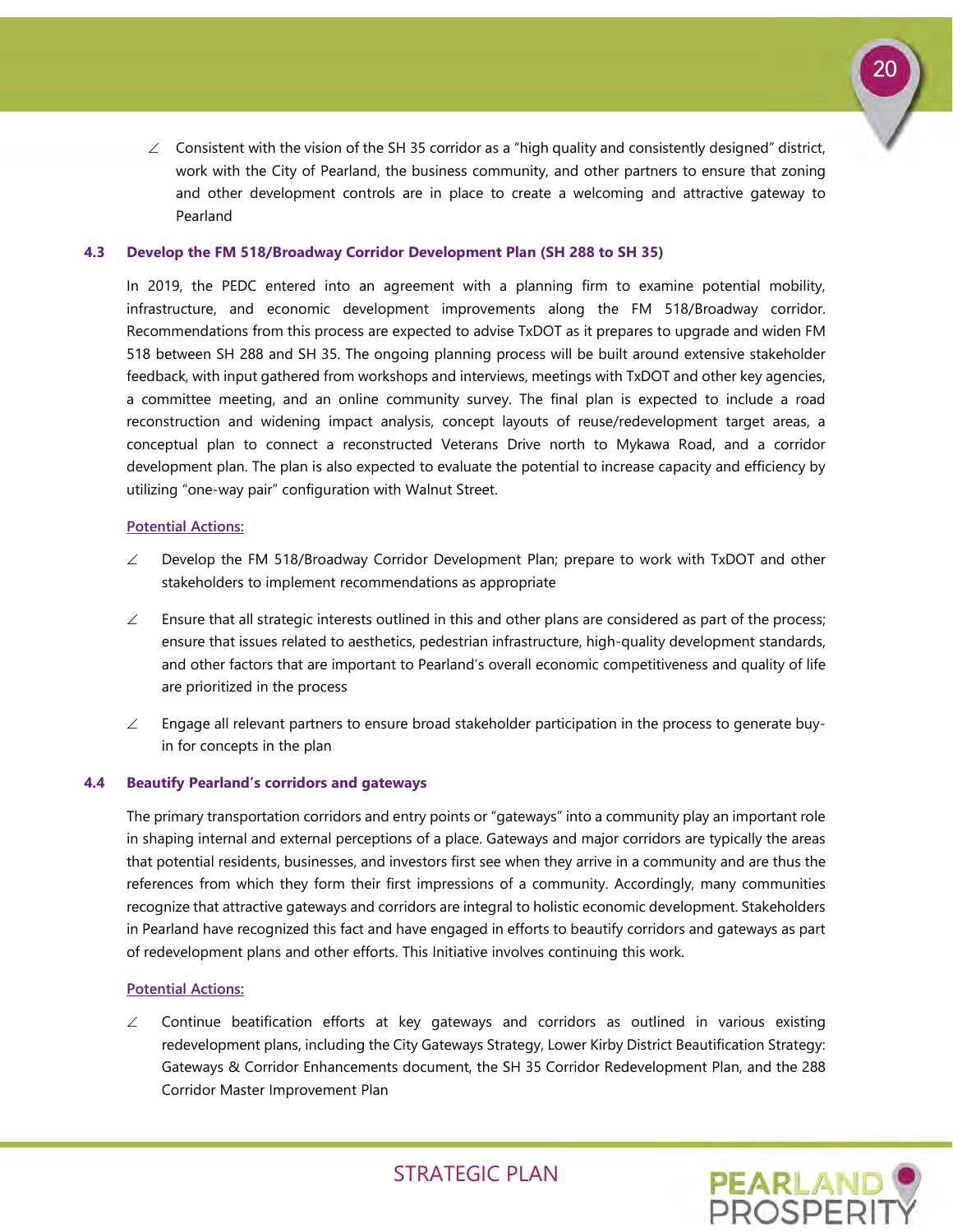- Consistent with the vision of the SH 35 corridor as a "high quality and consistently designed" district, work with the City of Pearland, the business community, and other partners to ensure that zoning and other development controls are in place to create a welcoming and attractive gateway to Pearland

### 4.3 Develop the FM 518/Broadway Corridor Development Plan (SH 288 to SH 35)

In 2019, the PEDC entered into an agreement with a planning firm to examine potential mobility, infrastructure, and economic development improvements along the FM 518/Broadway corridor. Recommendations from this process are expected to advise TxDOT as it prepares to upgrade and widen FM 518 between SH 288 and SH 35. The ongoing planning process will be built around extensive stakeholder feedback, with input gathered from workshops and interviews, meetings with TxDOT and other key agencies, a committee meeting, and an online community survey. The final plan is expected to include a road reconstruction and widening impact analysis, concept layouts of reuse/redevelopment target areas, a conceptual plan to connect a reconstructed Veterans Drive north to Mykawa Road, and a corridor development plan. The plan is also expected to evaluate the potential to increase capacity and efficiency by utilizing "one-way pair" configuration with Walnut Street.

Potential Actions:

- Develop the FM 518/Broadway Corridor Development Plan; prepare to work with TxDOT and other stakeholders to implement recommendations as appropriate
- Ensure that all strategic interests outlined in this and other plans are considered as part of the process; ensure that issues related to aesthetics, pedestrian infrastructure, high-quality development standards, and other factors that are important to Pearland's overall economic competitiveness and quality of life are prioritized in the process
- Engage all relevant partners to ensure broad stakeholder participation in the process to generate buy-in for concepts in the plan

### 4.4 Beautify Pearland's corridors and gateways

The primary transportation corridors and entry points or "gateways" into a community play an important role in shaping internal and external perceptions of a place. Gateways and major corridors are typically the areas that potential residents, businesses, and investors first see when they arrive in a community and are thus the references from which they form their first impressions of a community. Accordingly, many communities recognize that attractive gateways and corridors are integral to holistic economic development. Stakeholders in Pearland have recognized this fact and have engaged in efforts to beautify corridors and gateways as part of redevelopment plans and other efforts. This Initiative involves continuing this work.

Potential Actions:

- Continue beatification efforts at key gateways and corridors as outlined in various existing redevelopment plans, including the City Gateways Strategy, Lower Kirby District Beautification Strategy: Gateways & Corridor Enhancements document, the SH 35 Corridor Redevelopment Plan, and the 288 Corridor Master Improvement Plan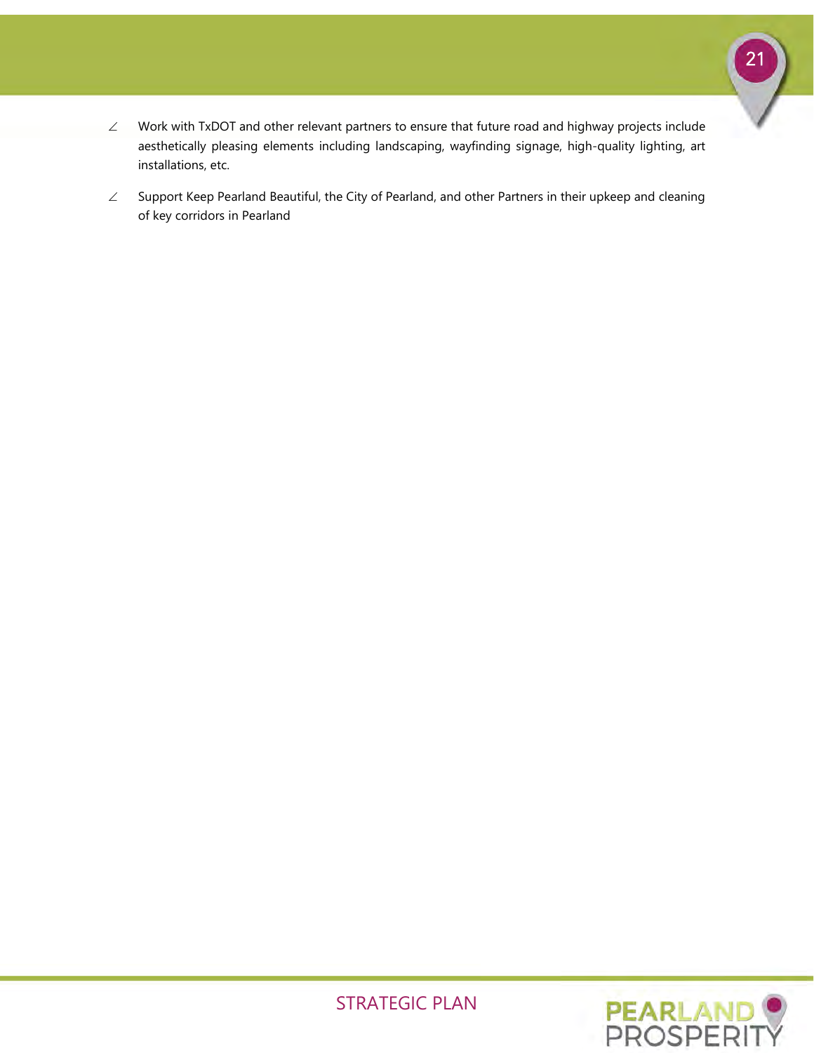- Work with TxDOT and other relevant partners to ensure that future road and highway projects include aesthetically pleasing elements including landscaping, wayfinding signage, high-quality lighting, art installations, etc.
- Support Keep Pearland Beautiful, the City of Pearland, and other Partners in their upkeep and cleaning of key corridors in Pearland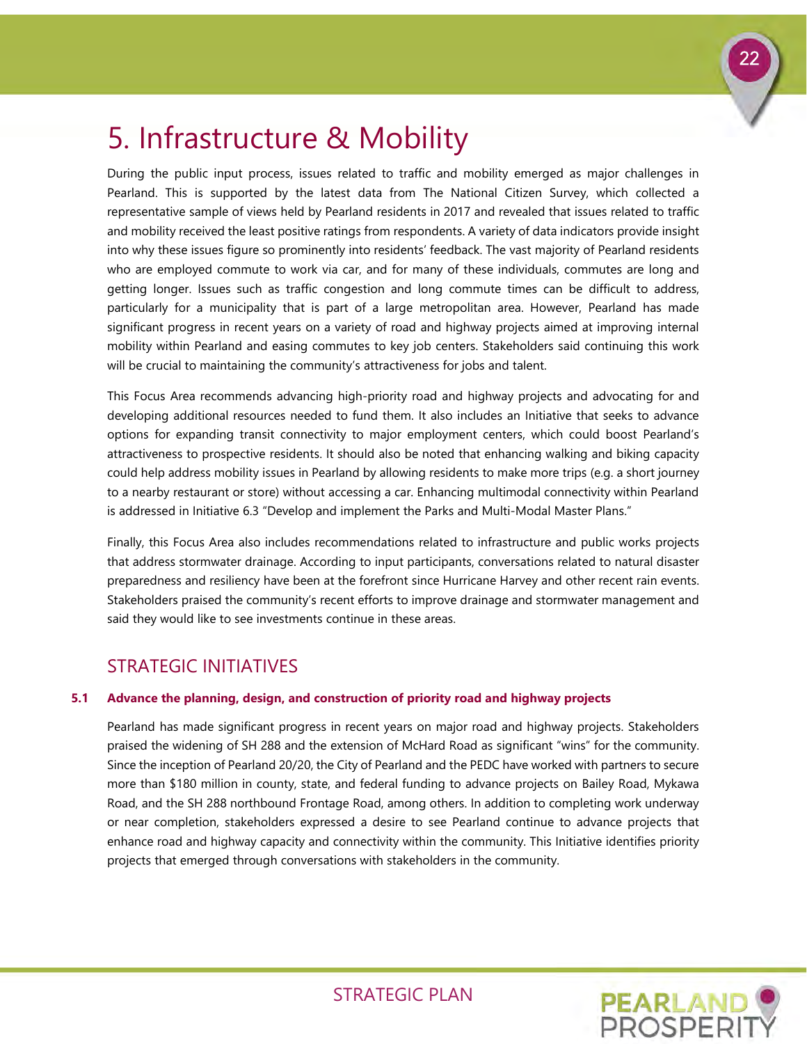# 5. Infrastructure & Mobility

During the public input process, issues related to traffic and mobility emerged as major challenges in Pearland. This is supported by the latest data from The National Citizen Survey, which collected a representative sample of views held by Pearland residents in 2017 and revealed that issues related to traffic and mobility received the least positive ratings from respondents. A variety of data indicators provide insight into why these issues figure so prominently into residents' feedback. The vast majority of Pearland residents who are employed commute to work via car, and for many of these individuals, commutes are long and getting longer. Issues such as traffic congestion and long commute times can be difficult to address, particularly for a municipality that is part of a large metropolitan area. However, Pearland has made significant progress in recent years on a variety of road and highway projects aimed at improving internal mobility within Pearland and easing commutes to key job centers. Stakeholders said continuing this work will be crucial to maintaining the community's attractiveness for jobs and talent.

This Focus Area recommends advancing high-priority road and highway projects and advocating for and developing additional resources needed to fund them. It also includes an Initiative that seeks to advance options for expanding transit connectivity to major employment centers, which could boost Pearland's attractiveness to prospective residents. It should also be noted that enhancing walking and biking capacity could help address mobility issues in Pearland by allowing residents to make more trips (e.g. a short journey to a nearby restaurant or store) without accessing a car. Enhancing multimodal connectivity within Pearland is addressed in Initiative 6.3 "Develop and implement the Parks and Multi-Modal Master Plans."

Finally, this Focus Area also includes recommendations related to infrastructure and public works projects that address stormwater drainage. According to input participants, conversations related to natural disaster preparedness and resiliency have been at the forefront since Hurricane Harvey and other recent rain events. Stakeholders praised the community's recent efforts to improve drainage and stormwater management and said they would like to see investments continue in these areas.

## STRATEGIC INITIATIVES

### 5.1 Advance the planning, design, and construction of priority road and highway projects

Pearland has made significant progress in recent years on major road and highway projects. Stakeholders praised the widening of SH 288 and the extension of McHard Road as significant "wins" for the community. Since the inception of Pearland 20/20, the City of Pearland and the PEDC have worked with partners to secure more than $180 million in county, state, and federal funding to advance projects on Bailey Road, Mykawa Road, and the SH 288 northbound Frontage Road, among others. In addition to completing work underway or near completion, stakeholders expressed a desire to see Pearland continue to advance projects that enhance road and highway capacity and connectivity within the community. This Initiative identifies priority projects that emerged through conversations with stakeholders in the community.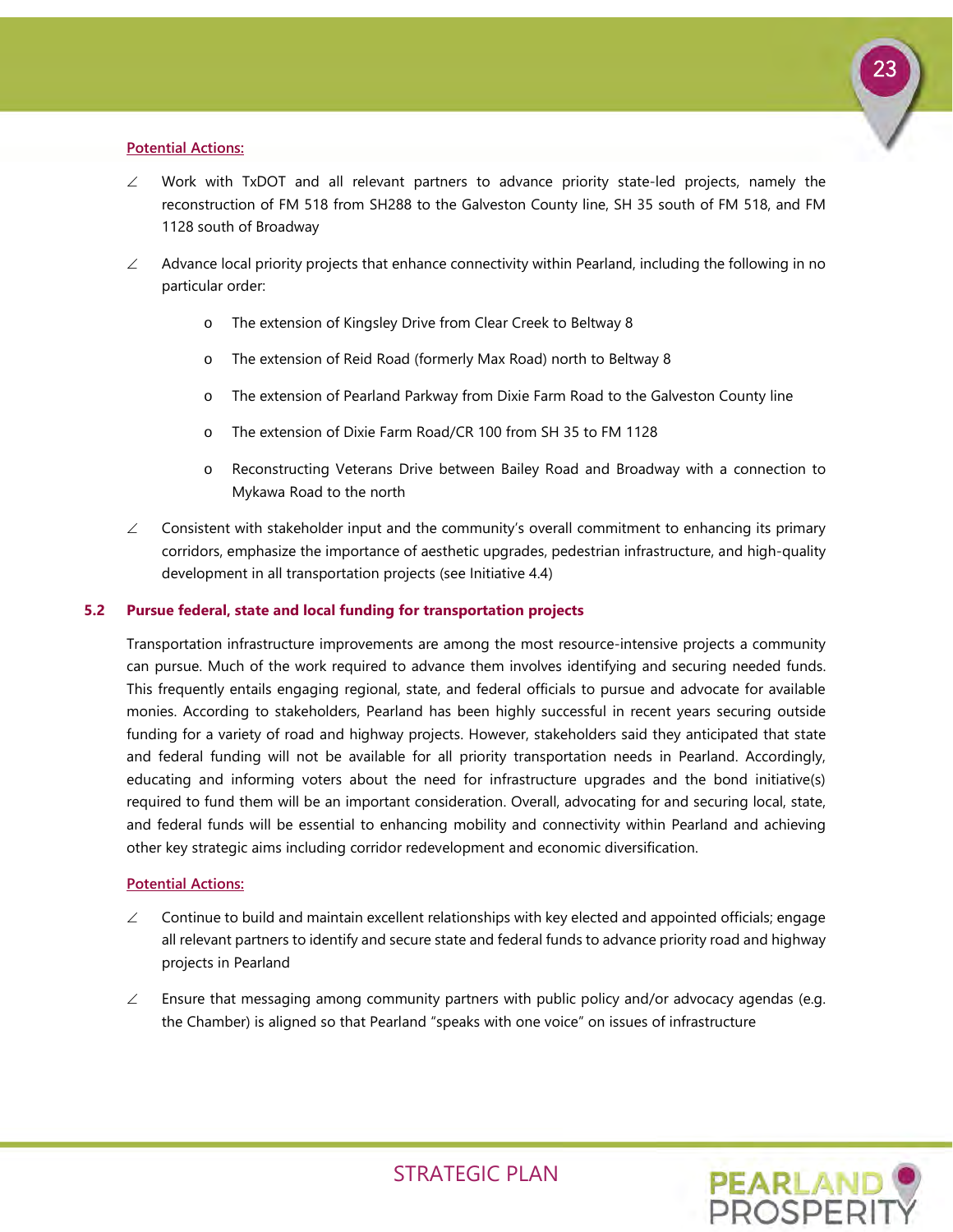Potential Actions:

- Work with TxDOT and all relevant partners to advance priority state-led projects, namely the reconstruction of FM 518 from SH288 to the Galveston County line, SH 35 south of FM 518, and FM 1128 south of Broadway
- Advance local priority projects that enhance connectivity within Pearland, including the following in no particular order:
    - The extension of Kingsley Drive from Clear Creek to Beltway 8
    - The extension of Reid Road (formerly Max Road) north to Beltway 8
    - The extension of Pearland Parkway from Dixie Farm Road to the Galveston County line
    - The extension of Dixie Farm Road/CR 100 from SH 35 to FM 1128
    - Reconstructing Veterans Drive between Bailey Road and Broadway with a connection to Mykawa Road to the north
- Consistent with stakeholder input and the community's overall commitment to enhancing its primary corridors, emphasize the importance of aesthetic upgrades, pedestrian infrastructure, and high-quality development in all transportation projects (see Initiative 4.4)

### 5.2 Pursue federal, state and local funding for transportation projects

Transportation infrastructure improvements are among the most resource-intensive projects a community can pursue. Much of the work required to advance them involves identifying and securing needed funds. This frequently entails engaging regional, state, and federal officials to pursue and advocate for available monies. According to stakeholders, Pearland has been highly successful in recent years securing outside funding for a variety of road and highway projects. However, stakeholders said they anticipated that state and federal funding will not be available for all priority transportation needs in Pearland. Accordingly, educating and informing voters about the need for infrastructure upgrades and the bond initiative(s) required to fund them will be an important consideration. Overall, advocating for and securing local, state, and federal funds will be essential to enhancing mobility and connectivity within Pearland and achieving other key strategic aims including corridor redevelopment and economic diversification.

Potential Actions:

- Continue to build and maintain excellent relationships with key elected and appointed officials; engage all relevant partners to identify and secure state and federal funds to advance priority road and highway projects in Pearland
- Ensure that messaging among community partners with public policy and/or advocacy agendas (e.g. the Chamber) is aligned so that Pearland "speaks with one voice" on issues of infrastructure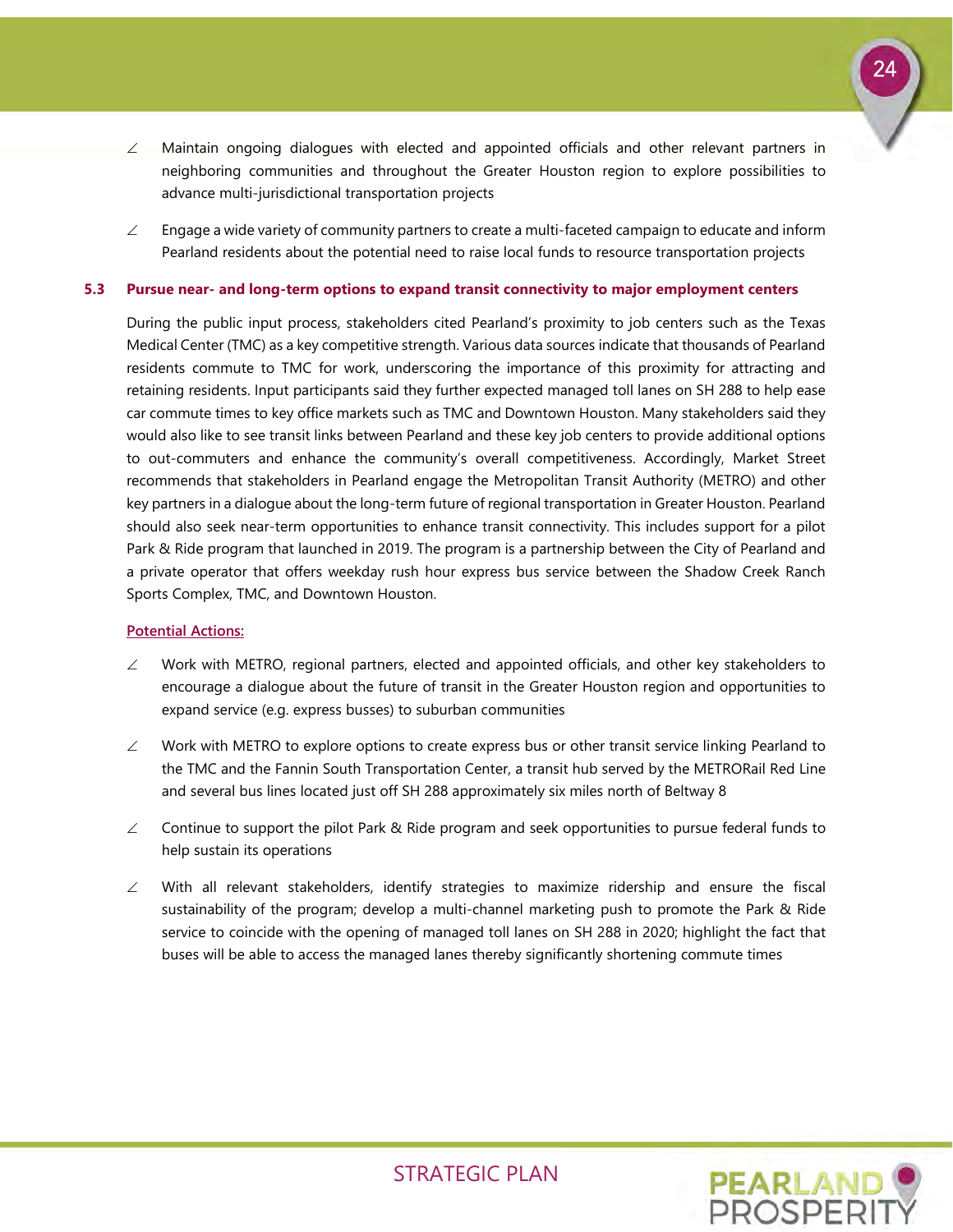- Maintain ongoing dialogues with elected and appointed officials and other relevant partners in neighboring communities and throughout the Greater Houston region to explore possibilities to advance multi-jurisdictional transportation projects

- Engage a wide variety of community partners to create a multi-faceted campaign to educate and inform Pearland residents about the potential need to raise local funds to resource transportation projects

### 5.3 Pursue near- and long-term options to expand transit connectivity to major employment centers

During the public input process, stakeholders cited Pearland's proximity to job centers such as the Texas Medical Center (TMC) as a key competitive strength. Various data sources indicate that thousands of Pearland residents commute to TMC for work, underscoring the importance of this proximity for attracting and retaining residents. Input participants said they further expected managed toll lanes on SH 288 to help ease car commute times to key office markets such as TMC and Downtown Houston. Many stakeholders said they would also like to see transit links between Pearland and these key job centers to provide additional options to out-commuters and enhance the community's overall competitiveness. Accordingly, Market Street recommends that stakeholders in Pearland engage the Metropolitan Transit Authority (METRO) and other key partners in a dialogue about the long-term future of regional transportation in Greater Houston. Pearland should also seek near-term opportunities to enhance transit connectivity. This includes support for a pilot Park & Ride program that launched in 2019. The program is a partnership between the City of Pearland and a private operator that offers weekday rush hour express bus service between the Shadow Creek Ranch Sports Complex, TMC, and Downtown Houston.

**Potential Actions:**

- Work with METRO, regional partners, elected and appointed officials, and other key stakeholders to encourage a dialogue about the future of transit in the Greater Houston region and opportunities to expand service (e.g. express busses) to suburban communities

- Work with METRO to explore options to create express bus or other transit service linking Pearland to the TMC and the Fannin South Transportation Center, a transit hub served by the METRORail Red Line and several bus lines located just off SH 288 approximately six miles north of Beltway 8

- Continue to support the pilot Park & Ride program and seek opportunities to pursue federal funds to help sustain its operations

- With all relevant stakeholders, identify strategies to maximize ridership and ensure the fiscal sustainability of the program; develop a multi-channel marketing push to promote the Park & Ride service to coincide with the opening of managed toll lanes on SH 288 in 2020; highlight the fact that buses will be able to access the managed lanes thereby significantly shortening commute times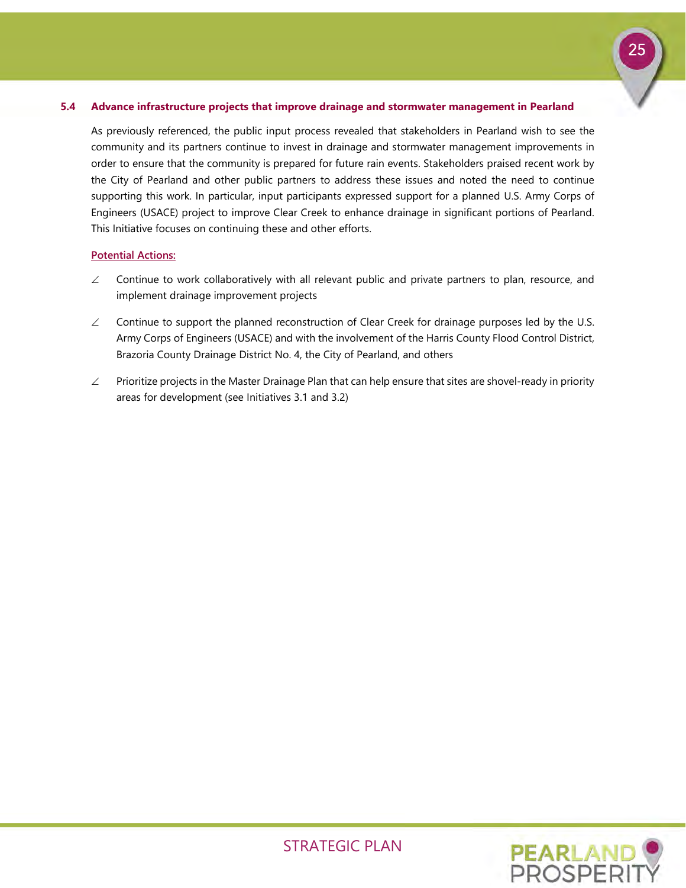### 5.4 Advance infrastructure projects that improve drainage and stormwater management in Pearland

As previously referenced, the public input process revealed that stakeholders in Pearland wish to see the community and its partners continue to invest in drainage and stormwater management improvements in order to ensure that the community is prepared for future rain events. Stakeholders praised recent work by the City of Pearland and other public partners to address these issues and noted the need to continue supporting this work. In particular, input participants expressed support for a planned U.S. Army Corps of Engineers (USACE) project to improve Clear Creek to enhance drainage in significant portions of Pearland. This Initiative focuses on continuing these and other efforts.

Potential Actions:

- Continue to work collaboratively with all relevant public and private partners to plan, resource, and implement drainage improvement projects
- Continue to support the planned reconstruction of Clear Creek for drainage purposes led by the U.S. Army Corps of Engineers (USACE) and with the involvement of the Harris County Flood Control District, Brazoria County Drainage District No. 4, the City of Pearland, and others
- Prioritize projects in the Master Drainage Plan that can help ensure that sites are shovel-ready in priority areas for development (see Initiatives 3.1 and 3.2)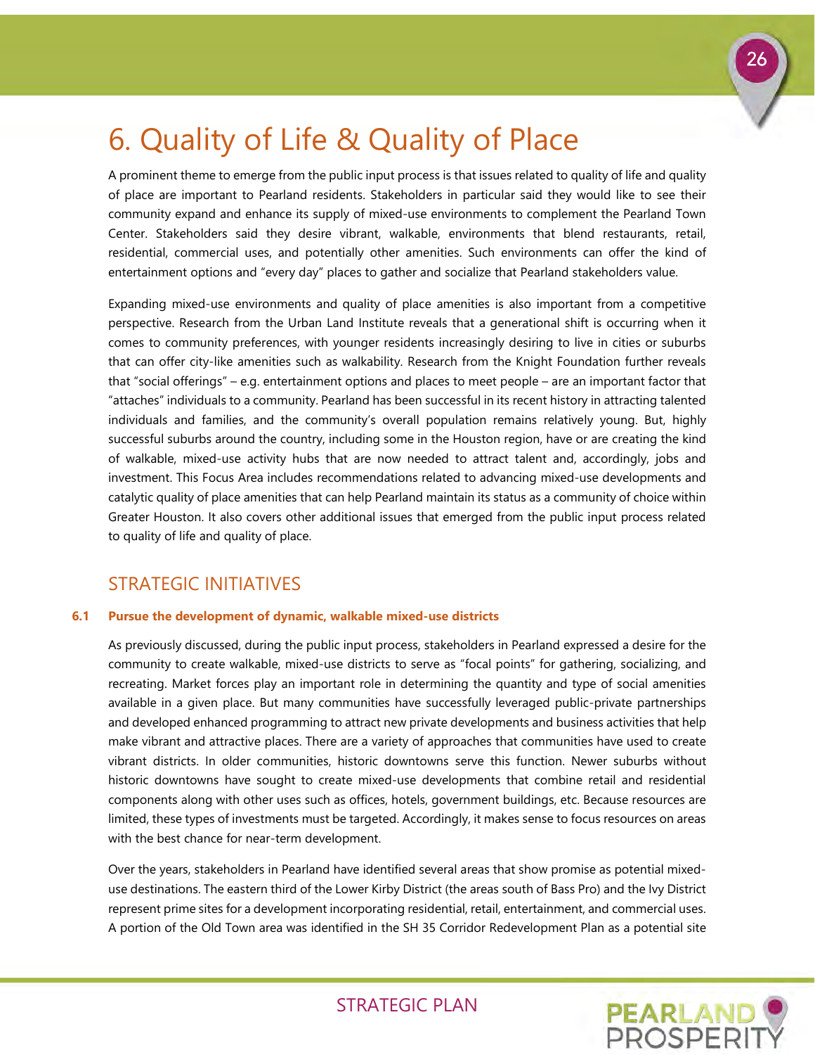# 6. Quality of Life & Quality of Place

A prominent theme to emerge from the public input process is that issues related to quality of life and quality of place are important to Pearland residents. Stakeholders in particular said they would like to see their community expand and enhance its supply of mixed-use environments to complement the Pearland Town Center. Stakeholders said they desire vibrant, walkable, environments that blend restaurants, retail, residential, commercial uses, and potentially other amenities. Such environments can offer the kind of entertainment options and "every day" places to gather and socialize that Pearland stakeholders value.

Expanding mixed-use environments and quality of place amenities is also important from a competitive perspective. Research from the Urban Land Institute reveals that a generational shift is occurring when it comes to community preferences, with younger residents increasingly desiring to live in cities or suburbs that can offer city-like amenities such as walkability. Research from the Knight Foundation further reveals that "social offerings" – e.g. entertainment options and places to meet people – are an important factor that "attaches" individuals to a community. Pearland has been successful in its recent history in attracting talented individuals and families, and the community's overall population remains relatively young. But, highly successful suburbs around the country, including some in the Houston region, have or are creating the kind of walkable, mixed-use activity hubs that are now needed to attract talent and, accordingly, jobs and investment. This Focus Area includes recommendations related to advancing mixed-use developments and catalytic quality of place amenities that can help Pearland maintain its status as a community of choice within Greater Houston. It also covers other additional issues that emerged from the public input process related to quality of life and quality of place.

## STRATEGIC INITIATIVES

### 6.1 Pursue the development of dynamic, walkable mixed-use districts

As previously discussed, during the public input process, stakeholders in Pearland expressed a desire for the community to create walkable, mixed-use districts to serve as "focal points" for gathering, socializing, and recreating. Market forces play an important role in determining the quantity and type of social amenities available in a given place. But many communities have successfully leveraged public-private partnerships and developed enhanced programming to attract new private developments and business activities that help make vibrant and attractive places. There are a variety of approaches that communities have used to create vibrant districts. In older communities, historic downtowns serve this function. Newer suburbs without historic downtowns have sought to create mixed-use developments that combine retail and residential components along with other uses such as offices, hotels, government buildings, etc. Because resources are limited, these types of investments must be targeted. Accordingly, it makes sense to focus resources on areas with the best chance for near-term development.

Over the years, stakeholders in Pearland have identified several areas that show promise as potential mixed-use destinations. The eastern third of the Lower Kirby District (the areas south of Bass Pro) and the Ivy District represent prime sites for a development incorporating residential, retail, entertainment, and commercial uses. A portion of the Old Town area was identified in the SH 35 Corridor Redevelopment Plan as a potential site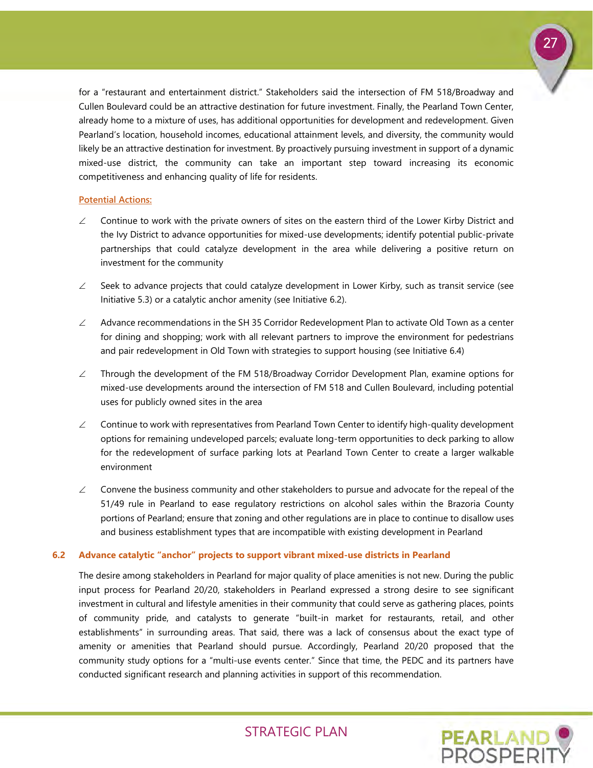for a "restaurant and entertainment district." Stakeholders said the intersection of FM 518/Broadway and Cullen Boulevard could be an attractive destination for future investment. Finally, the Pearland Town Center, already home to a mixture of uses, has additional opportunities for development and redevelopment. Given Pearland's location, household incomes, educational attainment levels, and diversity, the community would likely be an attractive destination for investment. By proactively pursuing investment in support of a dynamic mixed-use district, the community can take an important step toward increasing its economic competitiveness and enhancing quality of life for residents.

**Potential Actions:**

- Continue to work with the private owners of sites on the eastern third of the Lower Kirby District and the Ivy District to advance opportunities for mixed-use developments; identify potential public-private partnerships that could catalyze development in the area while delivering a positive return on investment for the community
- Seek to advance projects that could catalyze development in Lower Kirby, such as transit service (see Initiative 5.3) or a catalytic anchor amenity (see Initiative 6.2).
- Advance recommendations in the SH 35 Corridor Redevelopment Plan to activate Old Town as a center for dining and shopping; work with all relevant partners to improve the environment for pedestrians and pair redevelopment in Old Town with strategies to support housing (see Initiative 6.4)
- Through the development of the FM 518/Broadway Corridor Development Plan, examine options for mixed-use developments around the intersection of FM 518 and Cullen Boulevard, including potential uses for publicly owned sites in the area
- Continue to work with representatives from Pearland Town Center to identify high-quality development options for remaining undeveloped parcels; evaluate long-term opportunities to deck parking to allow for the redevelopment of surface parking lots at Pearland Town Center to create a larger walkable environment
- Convene the business community and other stakeholders to pursue and advocate for the repeal of the 51/49 rule in Pearland to ease regulatory restrictions on alcohol sales within the Brazoria County portions of Pearland; ensure that zoning and other regulations are in place to continue to disallow uses and business establishment types that are incompatible with existing development in Pearland

### 6.2 Advance catalytic "anchor" projects to support vibrant mixed-use districts in Pearland

The desire among stakeholders in Pearland for major quality of place amenities is not new. During the public input process for Pearland 20/20, stakeholders in Pearland expressed a strong desire to see significant investment in cultural and lifestyle amenities in their community that could serve as gathering places, points of community pride, and catalysts to generate "built-in market for restaurants, retail, and other establishments" in surrounding areas. That said, there was a lack of consensus about the exact type of amenity or amenities that Pearland should pursue. Accordingly, Pearland 20/20 proposed that the community study options for a "multi-use events center." Since that time, the PEDC and its partners have conducted significant research and planning activities in support of this recommendation.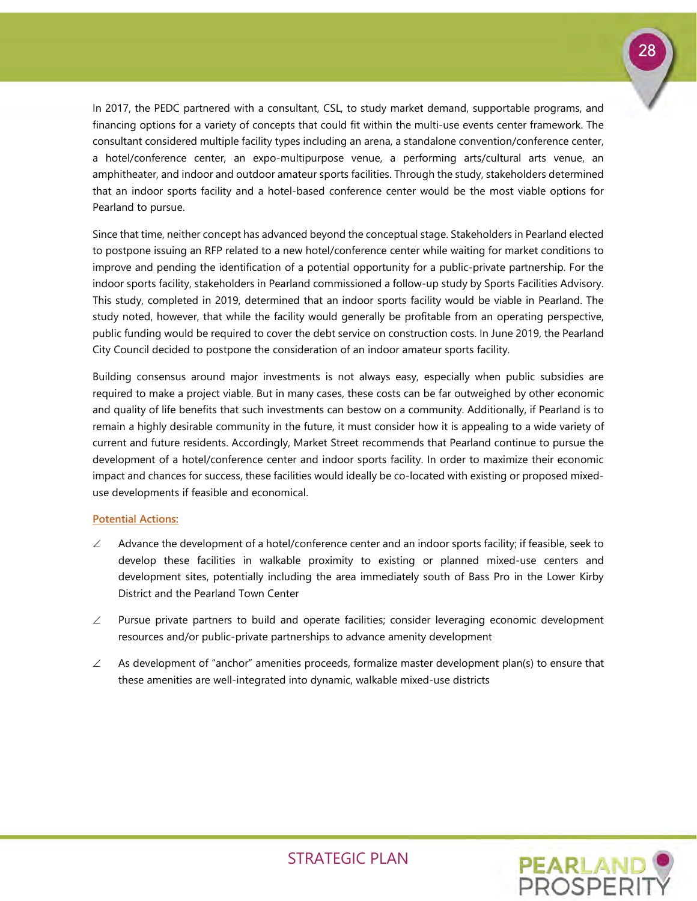In 2017, the PEDC partnered with a consultant, CSL, to study market demand, supportable programs, and financing options for a variety of concepts that could fit within the multi-use events center framework. The consultant considered multiple facility types including an arena, a standalone convention/conference center, a hotel/conference center, an expo-multipurpose venue, a performing arts/cultural arts venue, an amphitheater, and indoor and outdoor amateur sports facilities. Through the study, stakeholders determined that an indoor sports facility and a hotel-based conference center would be the most viable options for Pearland to pursue.

Since that time, neither concept has advanced beyond the conceptual stage. Stakeholders in Pearland elected to postpone issuing an RFP related to a new hotel/conference center while waiting for market conditions to improve and pending the identification of a potential opportunity for a public-private partnership. For the indoor sports facility, stakeholders in Pearland commissioned a follow-up study by Sports Facilities Advisory. This study, completed in 2019, determined that an indoor sports facility would be viable in Pearland. The study noted, however, that while the facility would generally be profitable from an operating perspective, public funding would be required to cover the debt service on construction costs. In June 2019, the Pearland City Council decided to postpone the consideration of an indoor amateur sports facility.

Building consensus around major investments is not always easy, especially when public subsidies are required to make a project viable. But in many cases, these costs can be far outweighed by other economic and quality of life benefits that such investments can bestow on a community. Additionally, if Pearland is to remain a highly desirable community in the future, it must consider how it is appealing to a wide variety of current and future residents. Accordingly, Market Street recommends that Pearland continue to pursue the development of a hotel/conference center and indoor sports facility. In order to maximize their economic impact and chances for success, these facilities would ideally be co-located with existing or proposed mixed-use developments if feasible and economical.

**Potential Actions:**

- Advance the development of a hotel/conference center and an indoor sports facility; if feasible, seek to develop these facilities in walkable proximity to existing or planned mixed-use centers and development sites, potentially including the area immediately south of Bass Pro in the Lower Kirby District and the Pearland Town Center
- Pursue private partners to build and operate facilities; consider leveraging economic development resources and/or public-private partnerships to advance amenity development
- As development of "anchor" amenities proceeds, formalize master development plan(s) to ensure that these amenities are well-integrated into dynamic, walkable mixed-use districts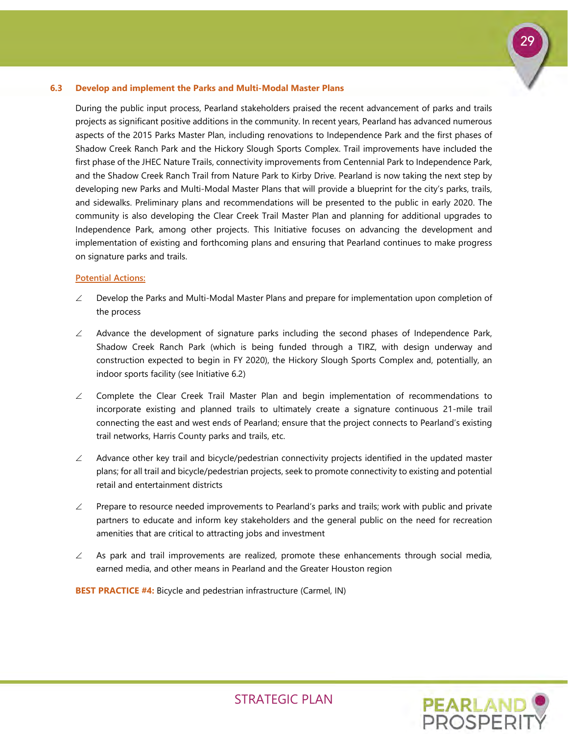### 6.3 Develop and implement the Parks and Multi-Modal Master Plans

During the public input process, Pearland stakeholders praised the recent advancement of parks and trails projects as significant positive additions in the community. In recent years, Pearland has advanced numerous aspects of the 2015 Parks Master Plan, including renovations to Independence Park and the first phases of Shadow Creek Ranch Park and the Hickory Slough Sports Complex. Trail improvements have included the first phase of the JHEC Nature Trails, connectivity improvements from Centennial Park to Independence Park, and the Shadow Creek Ranch Trail from Nature Park to Kirby Drive. Pearland is now taking the next step by developing new Parks and Multi-Modal Master Plans that will provide a blueprint for the city's parks, trails, and sidewalks. Preliminary plans and recommendations will be presented to the public in early 2020. The community is also developing the Clear Creek Trail Master Plan and planning for additional upgrades to Independence Park, among other projects. This Initiative focuses on advancing the development and implementation of existing and forthcoming plans and ensuring that Pearland continues to make progress on signature parks and trails.

**Potential Actions:**

- Develop the Parks and Multi-Modal Master Plans and prepare for implementation upon completion of the process
- Advance the development of signature parks including the second phases of Independence Park, Shadow Creek Ranch Park (which is being funded through a TIRZ, with design underway and construction expected to begin in FY 2020), the Hickory Slough Sports Complex and, potentially, an indoor sports facility (see Initiative 6.2)
- Complete the Clear Creek Trail Master Plan and begin implementation of recommendations to incorporate existing and planned trails to ultimately create a signature continuous 21-mile trail connecting the east and west ends of Pearland; ensure that the project connects to Pearland's existing trail networks, Harris County parks and trails, etc.
- Advance other key trail and bicycle/pedestrian connectivity projects identified in the updated master plans; for all trail and bicycle/pedestrian projects, seek to promote connectivity to existing and potential retail and entertainment districts
- Prepare to resource needed improvements to Pearland's parks and trails; work with public and private partners to educate and inform key stakeholders and the general public on the need for recreation amenities that are critical to attracting jobs and investment
- As park and trail improvements are realized, promote these enhancements through social media, earned media, and other means in Pearland and the Greater Houston region

**BEST PRACTICE #4:** Bicycle and pedestrian infrastructure (Carmel, IN)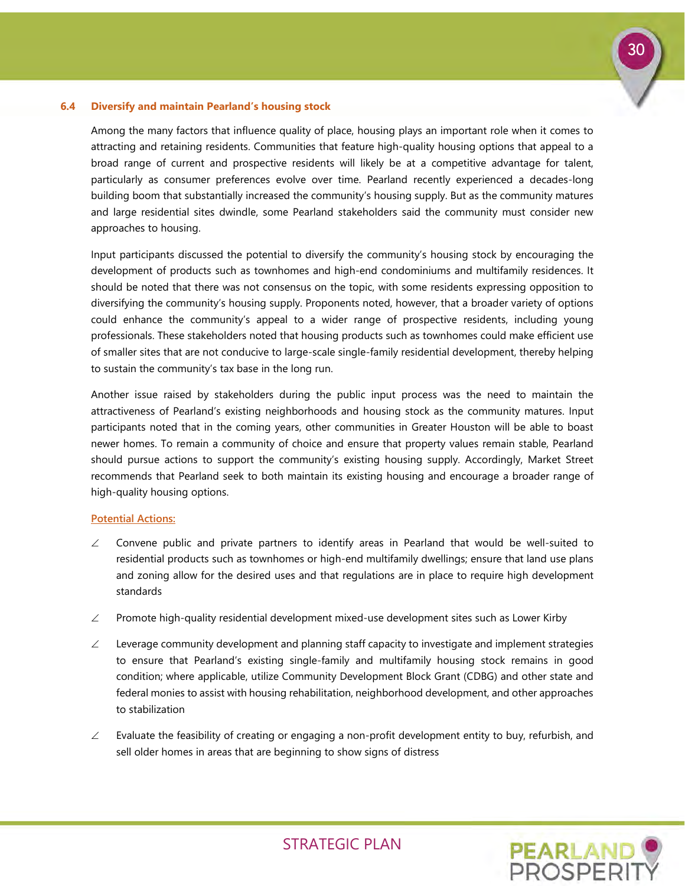### 6.4 Diversify and maintain Pearland's housing stock

Among the many factors that influence quality of place, housing plays an important role when it comes to attracting and retaining residents. Communities that feature high-quality housing options that appeal to a broad range of current and prospective residents will likely be at a competitive advantage for talent, particularly as consumer preferences evolve over time. Pearland recently experienced a decades-long building boom that substantially increased the community's housing supply. But as the community matures and large residential sites dwindle, some Pearland stakeholders said the community must consider new approaches to housing.

Input participants discussed the potential to diversify the community's housing stock by encouraging the development of products such as townhomes and high-end condominiums and multifamily residences. It should be noted that there was not consensus on the topic, with some residents expressing opposition to diversifying the community's housing supply. Proponents noted, however, that a broader variety of options could enhance the community's appeal to a wider range of prospective residents, including young professionals. These stakeholders noted that housing products such as townhomes could make efficient use of smaller sites that are not conducive to large-scale single-family residential development, thereby helping to sustain the community's tax base in the long run.

Another issue raised by stakeholders during the public input process was the need to maintain the attractiveness of Pearland's existing neighborhoods and housing stock as the community matures. Input participants noted that in the coming years, other communities in Greater Houston will be able to boast newer homes. To remain a community of choice and ensure that property values remain stable, Pearland should pursue actions to support the community's existing housing supply. Accordingly, Market Street recommends that Pearland seek to both maintain its existing housing and encourage a broader range of high-quality housing options.

<u>Potential Actions:</u>

- Convene public and private partners to identify areas in Pearland that would be well-suited to residential products such as townhomes or high-end multifamily dwellings; ensure that land use plans and zoning allow for the desired uses and that regulations are in place to require high development standards
- Promote high-quality residential development mixed-use development sites such as Lower Kirby
- Leverage community development and planning staff capacity to investigate and implement strategies to ensure that Pearland's existing single-family and multifamily housing stock remains in good condition; where applicable, utilize Community Development Block Grant (CDBG) and other state and federal monies to assist with housing rehabilitation, neighborhood development, and other approaches to stabilization
- Evaluate the feasibility of creating or engaging a non-profit development entity to buy, refurbish, and sell older homes in areas that are beginning to show signs of distress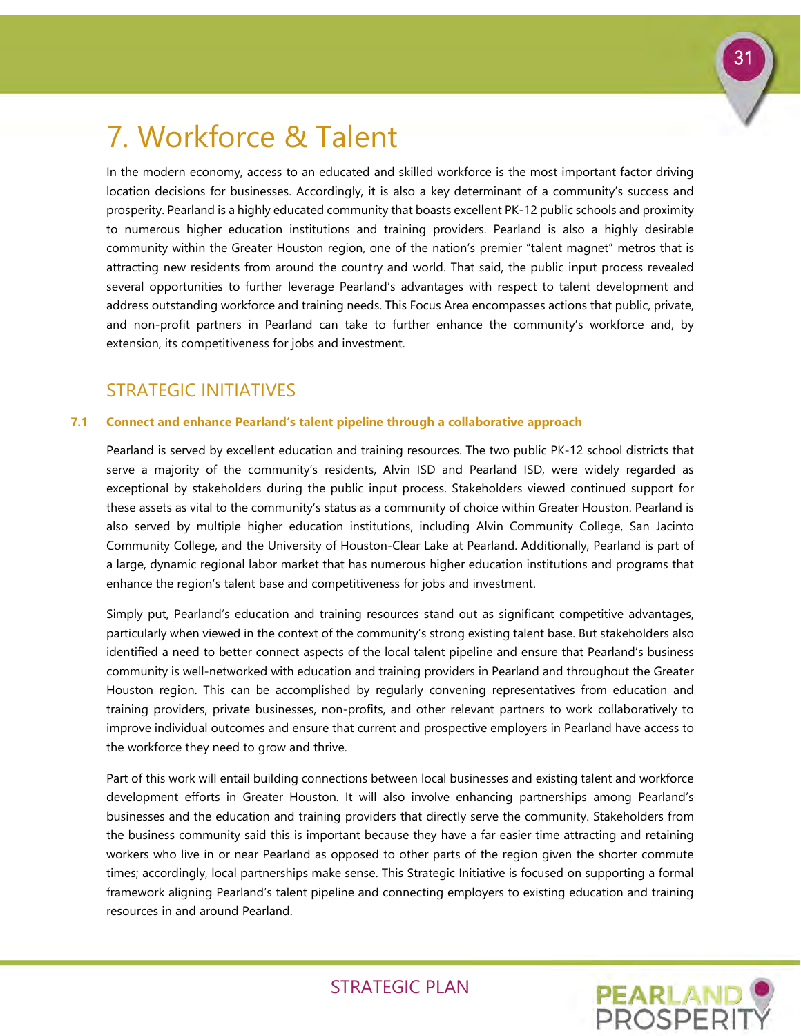# 7. Workforce & Talent

In the modern economy, access to an educated and skilled workforce is the most important factor driving location decisions for businesses. Accordingly, it is also a key determinant of a community's success and prosperity. Pearland is a highly educated community that boasts excellent PK-12 public schools and proximity to numerous higher education institutions and training providers. Pearland is also a highly desirable community within the Greater Houston region, one of the nation's premier "talent magnet" metros that is attracting new residents from around the country and world. That said, the public input process revealed several opportunities to further leverage Pearland's advantages with respect to talent development and address outstanding workforce and training needs. This Focus Area encompasses actions that public, private, and non-profit partners in Pearland can take to further enhance the community's workforce and, by extension, its competitiveness for jobs and investment.

## STRATEGIC INITIATIVES

### 7.1 Connect and enhance Pearland's talent pipeline through a collaborative approach

Pearland is served by excellent education and training resources. The two public PK-12 school districts that serve a majority of the community's residents, Alvin ISD and Pearland ISD, were widely regarded as exceptional by stakeholders during the public input process. Stakeholders viewed continued support for these assets as vital to the community's status as a community of choice within Greater Houston. Pearland is also served by multiple higher education institutions, including Alvin Community College, San Jacinto Community College, and the University of Houston-Clear Lake at Pearland. Additionally, Pearland is part of a large, dynamic regional labor market that has numerous higher education institutions and programs that enhance the region's talent base and competitiveness for jobs and investment.

Simply put, Pearland's education and training resources stand out as significant competitive advantages, particularly when viewed in the context of the community's strong existing talent base. But stakeholders also identified a need to better connect aspects of the local talent pipeline and ensure that Pearland's business community is well-networked with education and training providers in Pearland and throughout the Greater Houston region. This can be accomplished by regularly convening representatives from education and training providers, private businesses, non-profits, and other relevant partners to work collaboratively to improve individual outcomes and ensure that current and prospective employers in Pearland have access to the workforce they need to grow and thrive.

Part of this work will entail building connections between local businesses and existing talent and workforce development efforts in Greater Houston. It will also involve enhancing partnerships among Pearland's businesses and the education and training providers that directly serve the community. Stakeholders from the business community said this is important because they have a far easier time attracting and retaining workers who live in or near Pearland as opposed to other parts of the region given the shorter commute times; accordingly, local partnerships make sense. This Strategic Initiative is focused on supporting a formal framework aligning Pearland's talent pipeline and connecting employers to existing education and training resources in and around Pearland.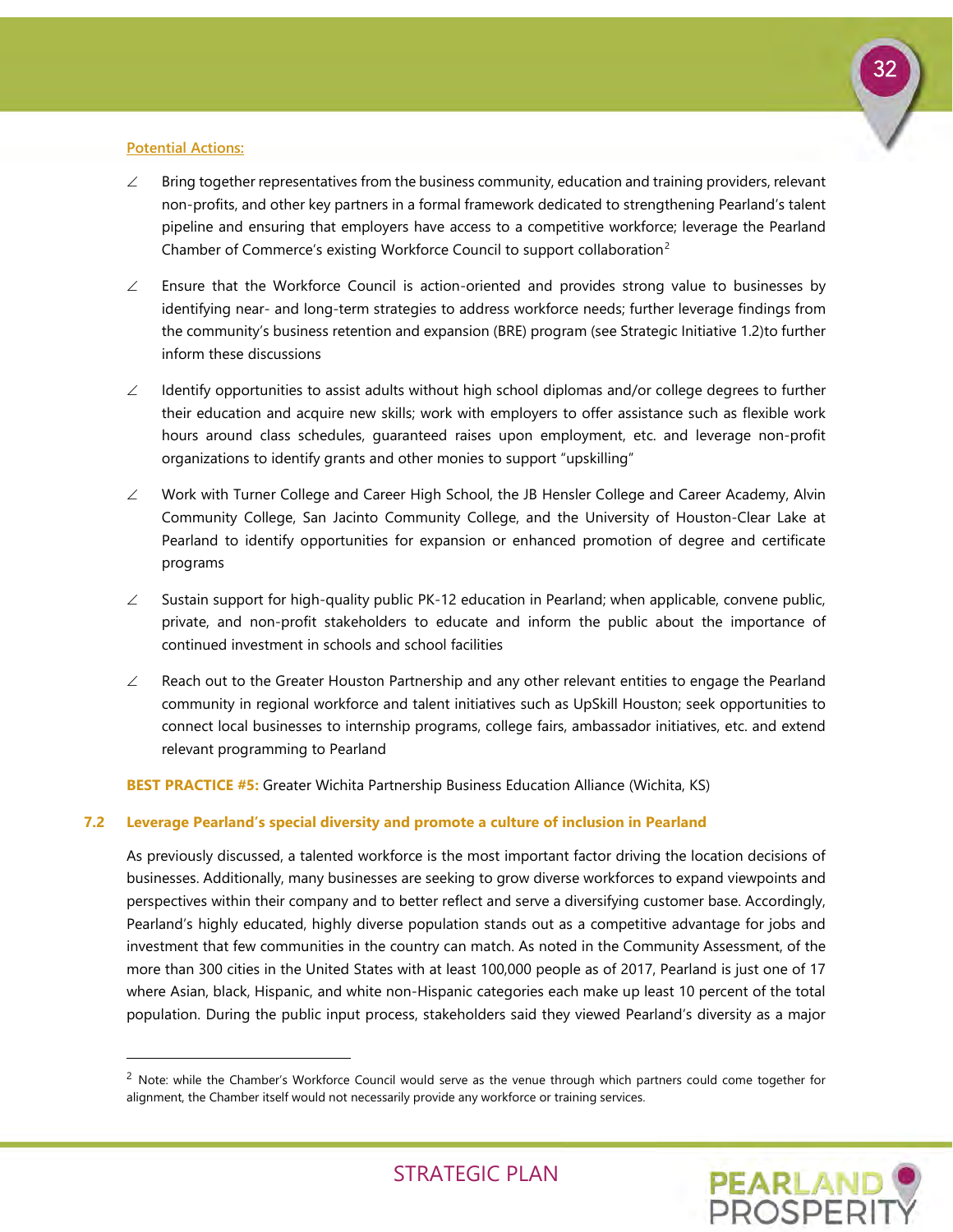Potential Actions:

- Bring together representatives from the business community, education and training providers, relevant non-profits, and other key partners in a formal framework dedicated to strengthening Pearland's talent pipeline and ensuring that employers have access to a competitive workforce; leverage the Pearland Chamber of Commerce's existing Workforce Council to support collaboration[2]
- Ensure that the Workforce Council is action-oriented and provides strong value to businesses by identifying near- and long-term strategies to address workforce needs; further leverage findings from the community's business retention and expansion (BRE) program (see Strategic Initiative 1.2)to further inform these discussions
- Identify opportunities to assist adults without high school diplomas and/or college degrees to further their education and acquire new skills; work with employers to offer assistance such as flexible work hours around class schedules, guaranteed raises upon employment, etc. and leverage non-profit organizations to identify grants and other monies to support "upskilling"
- Work with Turner College and Career High School, the JB Hensler College and Career Academy, Alvin Community College, San Jacinto Community College, and the University of Houston-Clear Lake at Pearland to identify opportunities for expansion or enhanced promotion of degree and certificate programs
- Sustain support for high-quality public PK-12 education in Pearland; when applicable, convene public, private, and non-profit stakeholders to educate and inform the public about the importance of continued investment in schools and school facilities
- Reach out to the Greater Houston Partnership and any other relevant entities to engage the Pearland community in regional workforce and talent initiatives such as UpSkill Houston; seek opportunities to connect local businesses to internship programs, college fairs, ambassador initiatives, etc. and extend relevant programming to Pearland

**BEST PRACTICE #5:** Greater Wichita Partnership Business Education Alliance (Wichita, KS)

### 7.2 Leverage Pearland's special diversity and promote a culture of inclusion in Pearland

As previously discussed, a talented workforce is the most important factor driving the location decisions of businesses. Additionally, many businesses are seeking to grow diverse workforces to expand viewpoints and perspectives within their company and to better reflect and serve a diversifying customer base. Accordingly, Pearland's highly educated, highly diverse population stands out as a competitive advantage for jobs and investment that few communities in the country can match. As noted in the Community Assessment, of the more than 300 cities in the United States with at least 100,000 people as of 2017, Pearland is just one of 17 where Asian, black, Hispanic, and white non-Hispanic categories each make up least 10 percent of the total population. During the public input process, stakeholders said they viewed Pearland's diversity as a major

[2] Note: while the Chamber's Workforce Council would serve as the venue through which partners could come together for alignment, the Chamber itself would not necessarily provide any workforce or training services.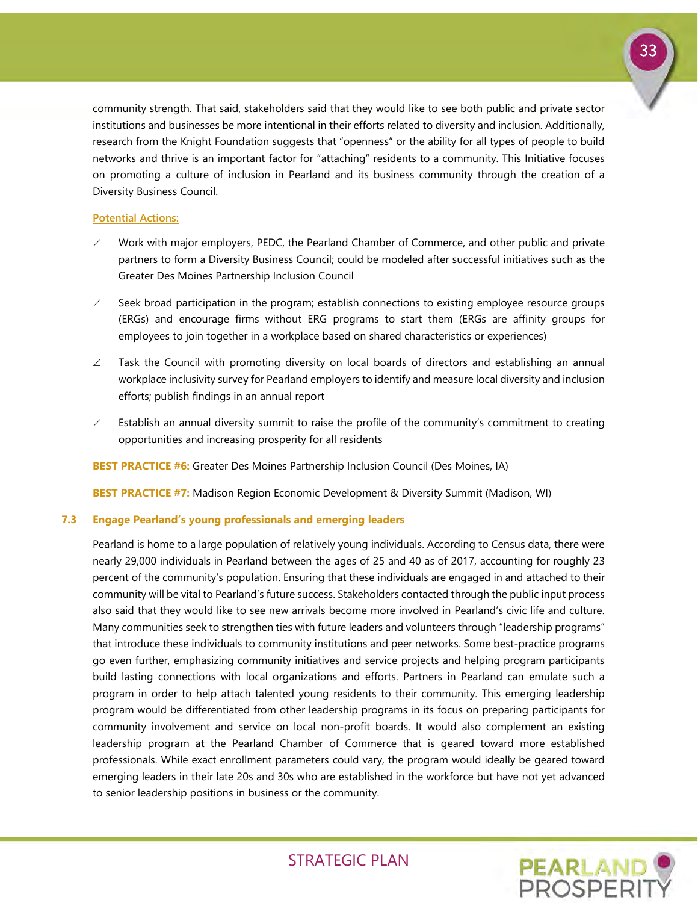community strength. That said, stakeholders said that they would like to see both public and private sector institutions and businesses be more intentional in their efforts related to diversity and inclusion. Additionally, research from the Knight Foundation suggests that "openness" or the ability for all types of people to build networks and thrive is an important factor for "attaching" residents to a community. This Initiative focuses on promoting a culture of inclusion in Pearland and its business community through the creation of a Diversity Business Council.

**Potential Actions:**

- Work with major employers, PEDC, the Pearland Chamber of Commerce, and other public and private partners to form a Diversity Business Council; could be modeled after successful initiatives such as the Greater Des Moines Partnership Inclusion Council
- Seek broad participation in the program; establish connections to existing employee resource groups (ERGs) and encourage firms without ERG programs to start them (ERGs are affinity groups for employees to join together in a workplace based on shared characteristics or experiences)
- Task the Council with promoting diversity on local boards of directors and establishing an annual workplace inclusivity survey for Pearland employers to identify and measure local diversity and inclusion efforts; publish findings in an annual report
- Establish an annual diversity summit to raise the profile of the community's commitment to creating opportunities and increasing prosperity for all residents

**BEST PRACTICE #6:** Greater Des Moines Partnership Inclusion Council (Des Moines, IA)

**BEST PRACTICE #7:** Madison Region Economic Development & Diversity Summit (Madison, WI)

### 7.3 Engage Pearland's young professionals and emerging leaders

Pearland is home to a large population of relatively young individuals. According to Census data, there were nearly 29,000 individuals in Pearland between the ages of 25 and 40 as of 2017, accounting for roughly 23 percent of the community's population. Ensuring that these individuals are engaged in and attached to their community will be vital to Pearland's future success. Stakeholders contacted through the public input process also said that they would like to see new arrivals become more involved in Pearland's civic life and culture. Many communities seek to strengthen ties with future leaders and volunteers through "leadership programs" that introduce these individuals to community institutions and peer networks. Some best-practice programs go even further, emphasizing community initiatives and service projects and helping program participants build lasting connections with local organizations and efforts. Partners in Pearland can emulate such a program in order to help attach talented young residents to their community. This emerging leadership program would be differentiated from other leadership programs in its focus on preparing participants for community involvement and service on local non-profit boards. It would also complement an existing leadership program at the Pearland Chamber of Commerce that is geared toward more established professionals. While exact enrollment parameters could vary, the program would ideally be geared toward emerging leaders in their late 20s and 30s who are established in the workforce but have not yet advanced to senior leadership positions in business or the community.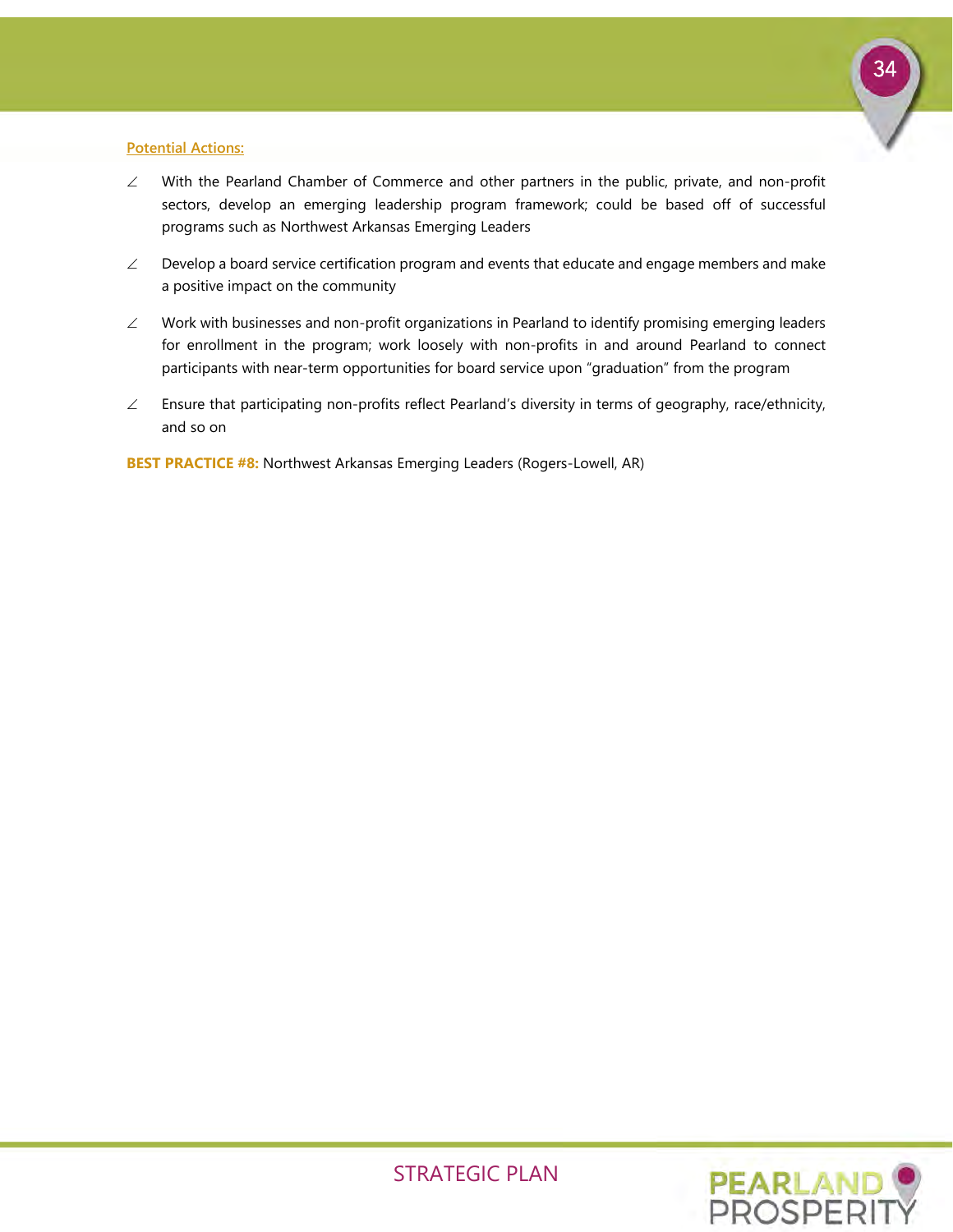Potential Actions:

- With the Pearland Chamber of Commerce and other partners in the public, private, and non-profit sectors, develop an emerging leadership program framework; could be based off of successful programs such as Northwest Arkansas Emerging Leaders
- Develop a board service certification program and events that educate and engage members and make a positive impact on the community
- Work with businesses and non-profit organizations in Pearland to identify promising emerging leaders for enrollment in the program; work loosely with non-profits in and around Pearland to connect participants with near-term opportunities for board service upon "graduation" from the program
- Ensure that participating non-profits reflect Pearland's diversity in terms of geography, race/ethnicity, and so on

**BEST PRACTICE #8:** Northwest Arkansas Emerging Leaders (Rogers-Lowell, AR)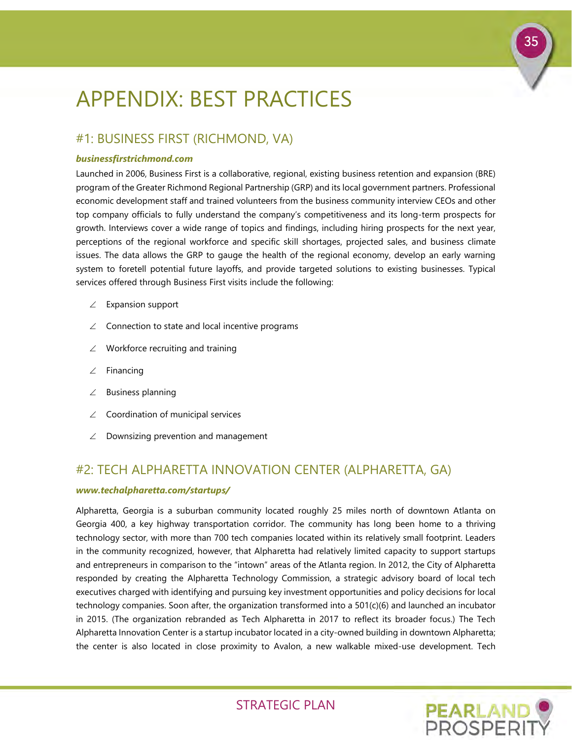# APPENDIX: BEST PRACTICES

## #1: BUSINESS FIRST (RICHMOND, VA)

***businessfirstrichmond.com***

Launched in 2006, Business First is a collaborative, regional, existing business retention and expansion (BRE) program of the Greater Richmond Regional Partnership (GRP) and its local government partners. Professional economic development staff and trained volunteers from the business community interview CEOs and other top company officials to fully understand the company's competitiveness and its long-term prospects for growth. Interviews cover a wide range of topics and findings, including hiring prospects for the next year, perceptions of the regional workforce and specific skill shortages, projected sales, and business climate issues. The data allows the GRP to gauge the health of the regional economy, develop an early warning system to foretell potential future layoffs, and provide targeted solutions to existing businesses. Typical services offered through Business First visits include the following:

- Expansion support
- Connection to state and local incentive programs
- Workforce recruiting and training
- Financing
- Business planning
- Coordination of municipal services
- Downsizing prevention and management

## #2: TECH ALPHARETTA INNOVATION CENTER (ALPHARETTA, GA)

***www.techalpharetta.com/startups/***

Alpharetta, Georgia is a suburban community located roughly 25 miles north of downtown Atlanta on Georgia 400, a key highway transportation corridor. The community has long been home to a thriving technology sector, with more than 700 tech companies located within its relatively small footprint. Leaders in the community recognized, however, that Alpharetta had relatively limited capacity to support startups and entrepreneurs in comparison to the "intown" areas of the Atlanta region. In 2012, the City of Alpharetta responded by creating the Alpharetta Technology Commission, a strategic advisory board of local tech executives charged with identifying and pursuing key investment opportunities and policy decisions for local technology companies. Soon after, the organization transformed into a 501(c)(6) and launched an incubator in 2015. (The organization rebranded as Tech Alpharetta in 2017 to reflect its broader focus.) The Tech Alpharetta Innovation Center is a startup incubator located in a city-owned building in downtown Alpharetta; the center is also located in close proximity to Avalon, a new walkable mixed-use development. Tech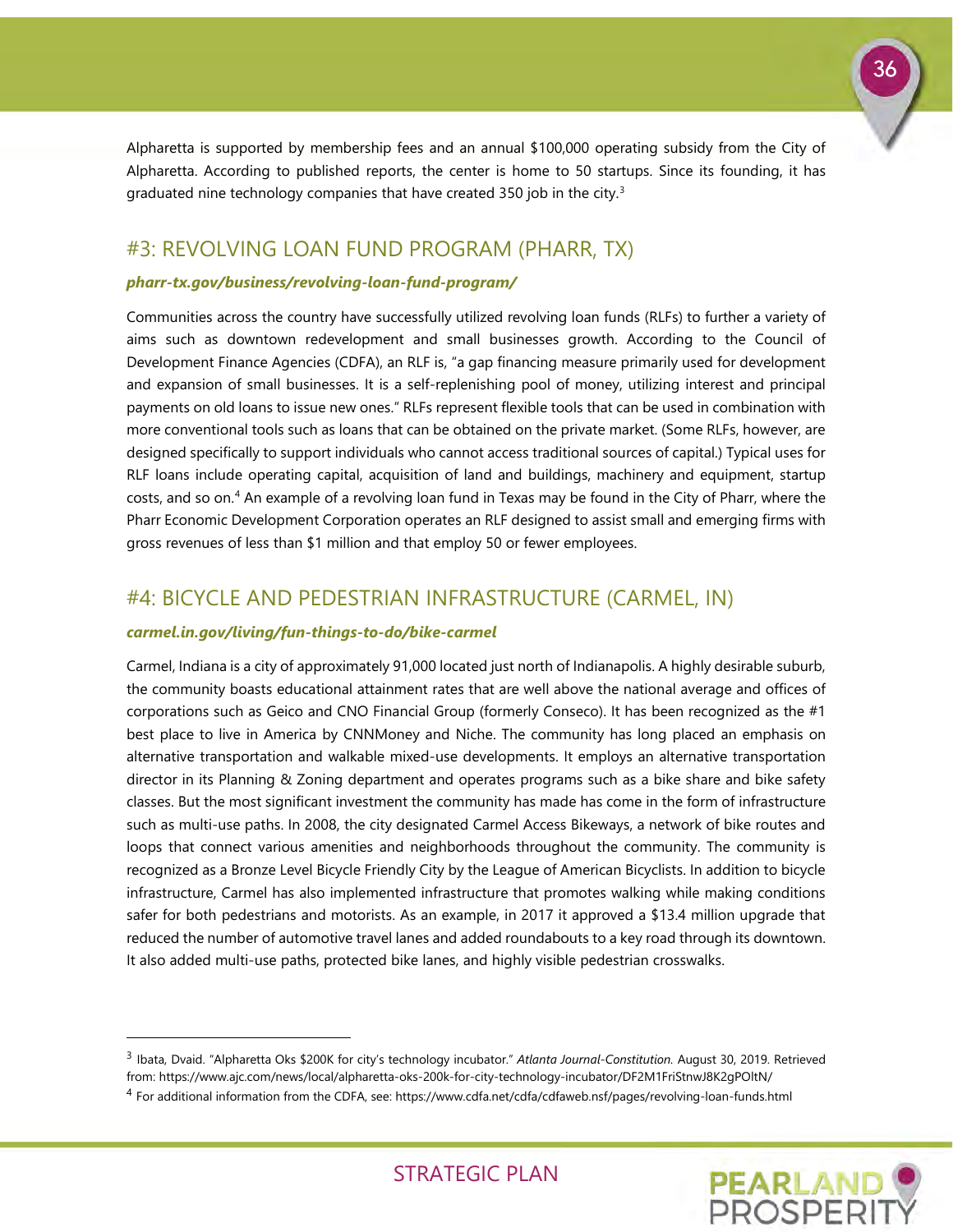Alpharetta is supported by membership fees and an annual $100,000 operating subsidy from the City of Alpharetta. According to published reports, the center is home to 50 startups. Since its founding, it has graduated nine technology companies that have created 350 job in the city.[3]

## #3: REVOLVING LOAN FUND PROGRAM (PHARR, TX)

***pharr-tx.gov/business/revolving-loan-fund-program/***

Communities across the country have successfully utilized revolving loan funds (RLFs) to further a variety of aims such as downtown redevelopment and small businesses growth. According to the Council of Development Finance Agencies (CDFA), an RLF is, "a gap financing measure primarily used for development and expansion of small businesses. It is a self-replenishing pool of money, utilizing interest and principal payments on old loans to issue new ones." RLFs represent flexible tools that can be used in combination with more conventional tools such as loans that can be obtained on the private market. (Some RLFs, however, are designed specifically to support individuals who cannot access traditional sources of capital.) Typical uses for RLF loans include operating capital, acquisition of land and buildings, machinery and equipment, startup costs, and so on.[4] An example of a revolving loan fund in Texas may be found in the City of Pharr, where the Pharr Economic Development Corporation operates an RLF designed to assist small and emerging firms with gross revenues of less than $1 million and that employ 50 or fewer employees.

## #4: BICYCLE AND PEDESTRIAN INFRASTRUCTURE (CARMEL, IN)

***carmel.in.gov/living/fun-things-to-do/bike-carmel***

Carmel, Indiana is a city of approximately 91,000 located just north of Indianapolis. A highly desirable suburb, the community boasts educational attainment rates that are well above the national average and offices of corporations such as Geico and CNO Financial Group (formerly Conseco). It has been recognized as the #1 best place to live in America by CNNMoney and Niche. The community has long placed an emphasis on alternative transportation and walkable mixed-use developments. It employs an alternative transportation director in its Planning & Zoning department and operates programs such as a bike share and bike safety classes. But the most significant investment the community has made has come in the form of infrastructure such as multi-use paths. In 2008, the city designated Carmel Access Bikeways, a network of bike routes and loops that connect various amenities and neighborhoods throughout the community. The community is recognized as a Bronze Level Bicycle Friendly City by the League of American Bicyclists. In addition to bicycle infrastructure, Carmel has also implemented infrastructure that promotes walking while making conditions safer for both pedestrians and motorists. As an example, in 2017 it approved a $13.4 million upgrade that reduced the number of automotive travel lanes and added roundabouts to a key road through its downtown. It also added multi-use paths, protected bike lanes, and highly visible pedestrian crosswalks.

---

[3] Ibata, Dvaid. "Alpharetta Oks $200K for city's technology incubator." *Atlanta Journal-Constitution.* August 30, 2019. Retrieved from: https://www.ajc.com/news/local/alpharetta-oks-200k-for-city-technology-incubator/DF2M1FriStnwJ8K2gPOltN/

[4] For additional information from the CDFA, see: https://www.cdfa.net/cdfa/cdfaweb.nsf/pages/revolving-loan-funds.html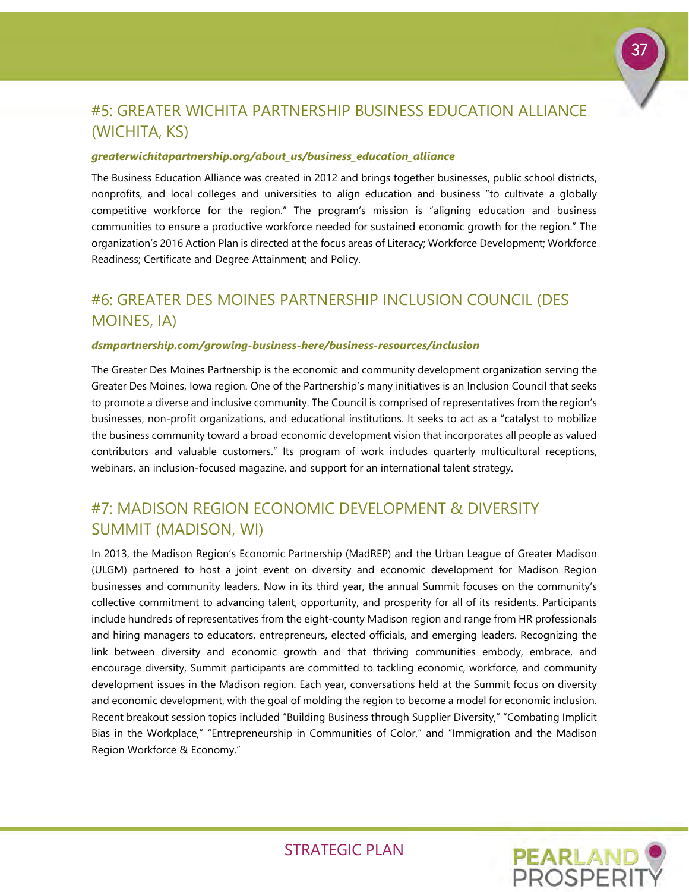## #5: GREATER WICHITA PARTNERSHIP BUSINESS EDUCATION ALLIANCE (WICHITA, KS)

***greaterwichitapartnership.org/about_us/business_education_alliance***

The Business Education Alliance was created in 2012 and brings together businesses, public school districts, nonprofits, and local colleges and universities to align education and business "to cultivate a globally competitive workforce for the region." The program's mission is "aligning education and business communities to ensure a productive workforce needed for sustained economic growth for the region." The organization's 2016 Action Plan is directed at the focus areas of Literacy; Workforce Development; Workforce Readiness; Certificate and Degree Attainment; and Policy.

## #6: GREATER DES MOINES PARTNERSHIP INCLUSION COUNCIL (DES MOINES, IA)

***dsmpartnership.com/growing-business-here/business-resources/inclusion***

The Greater Des Moines Partnership is the economic and community development organization serving the Greater Des Moines, Iowa region. One of the Partnership's many initiatives is an Inclusion Council that seeks to promote a diverse and inclusive community. The Council is comprised of representatives from the region's businesses, non-profit organizations, and educational institutions. It seeks to act as a "catalyst to mobilize the business community toward a broad economic development vision that incorporates all people as valued contributors and valuable customers." Its program of work includes quarterly multicultural receptions, webinars, an inclusion-focused magazine, and support for an international talent strategy.

## #7: MADISON REGION ECONOMIC DEVELOPMENT & DIVERSITY SUMMIT (MADISON, WI)

In 2013, the Madison Region's Economic Partnership (MadREP) and the Urban League of Greater Madison (ULGM) partnered to host a joint event on diversity and economic development for Madison Region businesses and community leaders. Now in its third year, the annual Summit focuses on the community's collective commitment to advancing talent, opportunity, and prosperity for all of its residents. Participants include hundreds of representatives from the eight-county Madison region and range from HR professionals and hiring managers to educators, entrepreneurs, elected officials, and emerging leaders. Recognizing the link between diversity and economic growth and that thriving communities embody, embrace, and encourage diversity, Summit participants are committed to tackling economic, workforce, and community development issues in the Madison region. Each year, conversations held at the Summit focus on diversity and economic development, with the goal of molding the region to become a model for economic inclusion. Recent breakout session topics included "Building Business through Supplier Diversity," "Combating Implicit Bias in the Workplace," "Entrepreneurship in Communities of Color," and "Immigration and the Madison Region Workforce & Economy."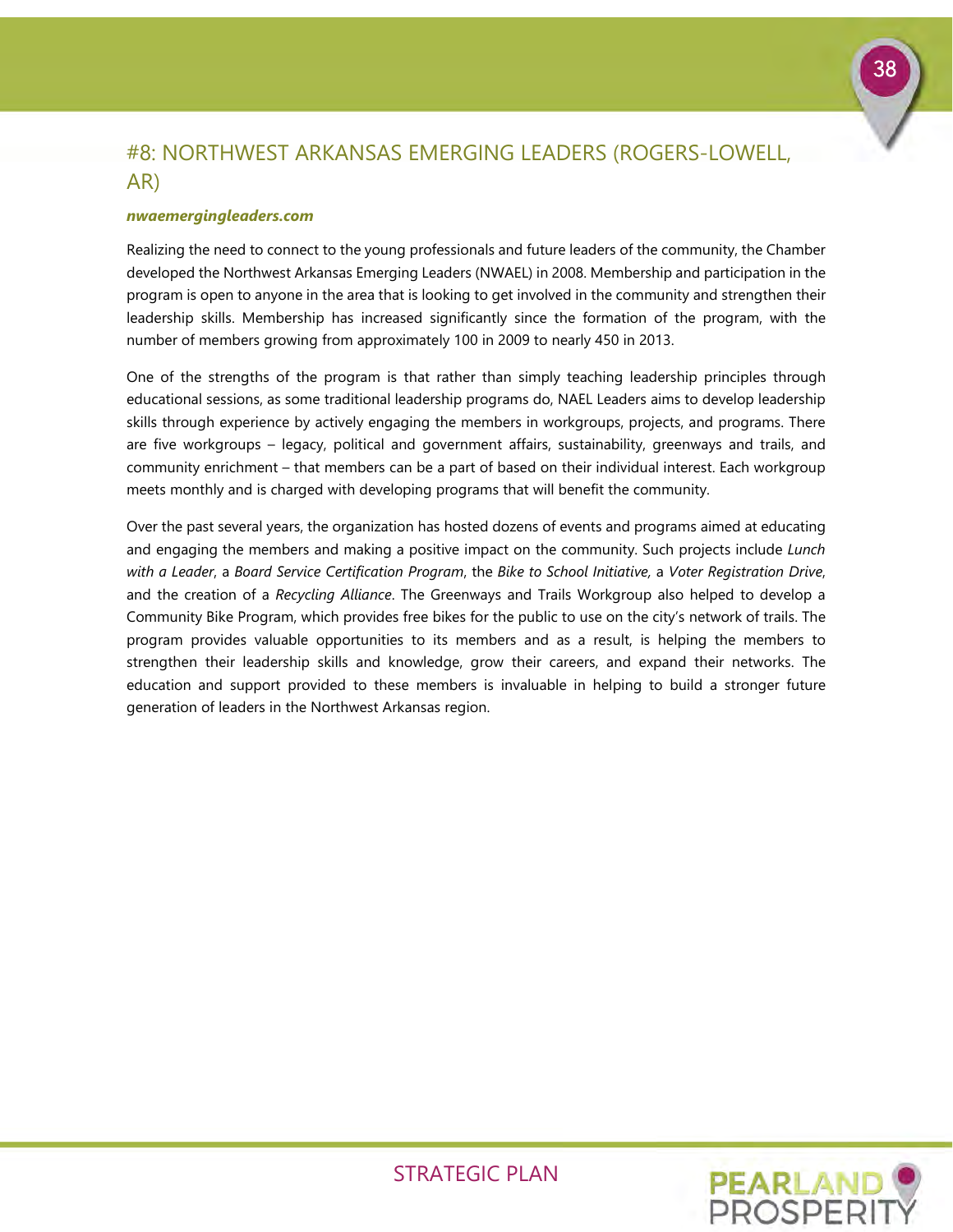## #8: NORTHWEST ARKANSAS EMERGING LEADERS (ROGERS-LOWELL, AR)

***nwaemergingleaders.com***

Realizing the need to connect to the young professionals and future leaders of the community, the Chamber developed the Northwest Arkansas Emerging Leaders (NWAEL) in 2008. Membership and participation in the program is open to anyone in the area that is looking to get involved in the community and strengthen their leadership skills. Membership has increased significantly since the formation of the program, with the number of members growing from approximately 100 in 2009 to nearly 450 in 2013.

One of the strengths of the program is that rather than simply teaching leadership principles through educational sessions, as some traditional leadership programs do, NAEL Leaders aims to develop leadership skills through experience by actively engaging the members in workgroups, projects, and programs. There are five workgroups – legacy, political and government affairs, sustainability, greenways and trails, and community enrichment – that members can be a part of based on their individual interest. Each workgroup meets monthly and is charged with developing programs that will benefit the community.

Over the past several years, the organization has hosted dozens of events and programs aimed at educating and engaging the members and making a positive impact on the community. Such projects include *Lunch with a Leader*, a *Board Service Certification Program*, the *Bike to School Initiative,* a *Voter Registration Drive*, and the creation of a *Recycling Alliance*. The Greenways and Trails Workgroup also helped to develop a Community Bike Program, which provides free bikes for the public to use on the city's network of trails. The program provides valuable opportunities to its members and as a result, is helping the members to strengthen their leadership skills and knowledge, grow their careers, and expand their networks. The education and support provided to these members is invaluable in helping to build a stronger future generation of leaders in the Northwest Arkansas region.